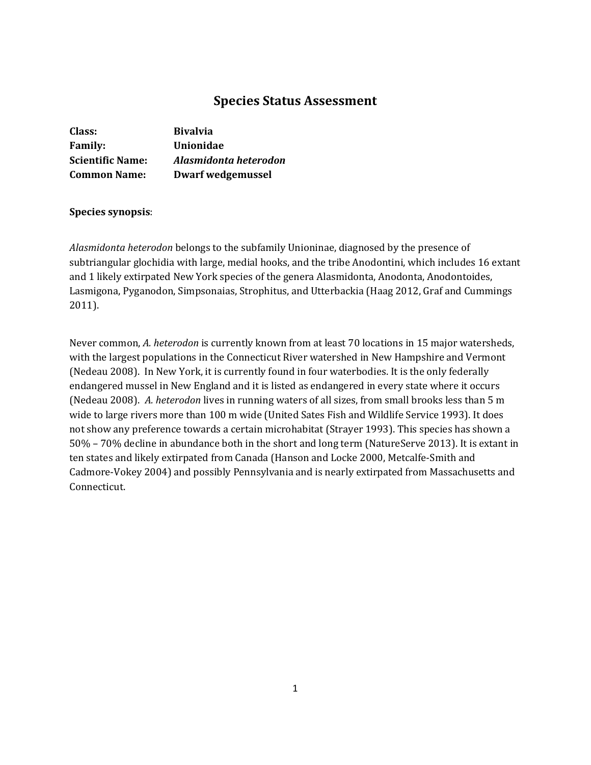# Species Status Assessment

**Class:** **Bivalvia**
**Family:** **Unionidae**
**Scientific Name:** ***Alasmidonta heterodon***
**Common Name:** **Dwarf wedgemussel**

**Species synopsis**:

*Alasmidonta heterodon* belongs to the subfamily Unioninae, diagnosed by the presence of subtriangular glochidia with large, medial hooks, and the tribe Anodontini, which includes 16 extant and 1 likely extirpated New York species of the genera Alasmidonta, Anodonta, Anodontoides, Lasmigona, Pyganodon, Simpsonaias, Strophitus, and Utterbackia (Haag 2012, Graf and Cummings 2011).

Never common, *A. heterodon* is currently known from at least 70 locations in 15 major watersheds, with the largest populations in the Connecticut River watershed in New Hampshire and Vermont (Nedeau 2008). In New York, it is currently found in four waterbodies. It is the only federally endangered mussel in New England and it is listed as endangered in every state where it occurs (Nedeau 2008). *A. heterodon* lives in running waters of all sizes, from small brooks less than 5 m wide to large rivers more than 100 m wide (United Sates Fish and Wildlife Service 1993). It does not show any preference towards a certain microhabitat (Strayer 1993). This species has shown a 50% – 70% decline in abundance both in the short and long term (NatureServe 2013). It is extant in ten states and likely extirpated from Canada (Hanson and Locke 2000, Metcalfe-Smith and Cadmore-Vokey 2004) and possibly Pennsylvania and is nearly extirpated from Massachusetts and Connecticut.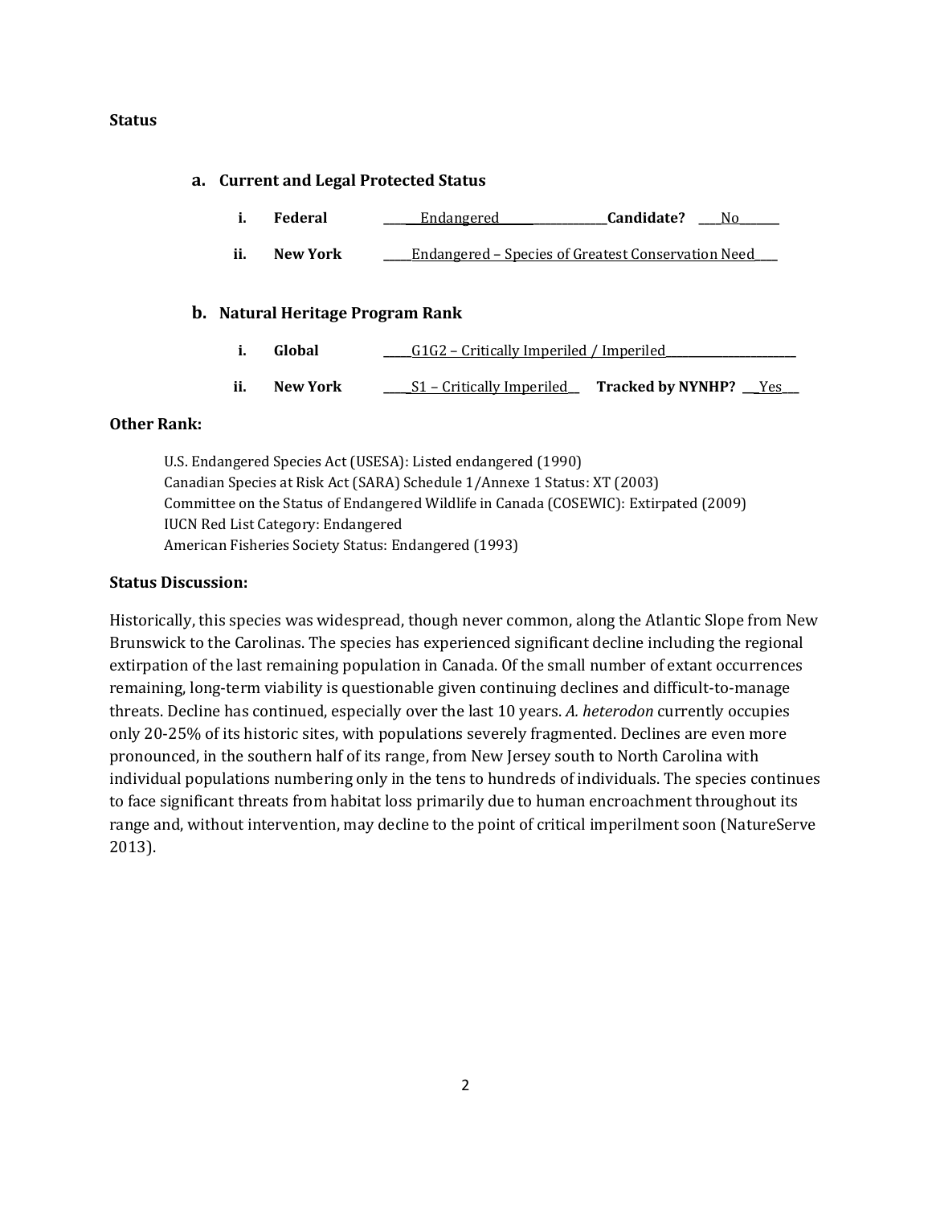**Status**

**a. Current and Legal Protected Status**

i. **Federal** ______Endangered______________**Candidate?** ___No_______

ii. **New York** _____Endangered – Species of Greatest Conservation Need____

**b. Natural Heritage Program Rank**

i. **Global** _____G1G2 – Critically Imperiled / Imperiled______________________

ii. **New York** _____S1 – Critically Imperiled__ **Tracked by NYNHP?** ___Yes___

**Other Rank:**

U.S. Endangered Species Act (USESA): Listed endangered (1990)
Canadian Species at Risk Act (SARA) Schedule 1/Annexe 1 Status: XT (2003)
Committee on the Status of Endangered Wildlife in Canada (COSEWIC): Extirpated (2009)
IUCN Red List Category: Endangered
American Fisheries Society Status: Endangered (1993)

**Status Discussion:**

Historically, this species was widespread, though never common, along the Atlantic Slope from New Brunswick to the Carolinas. The species has experienced significant decline including the regional extirpation of the last remaining population in Canada. Of the small number of extant occurrences remaining, long-term viability is questionable given continuing declines and difficult-to-manage threats. Decline has continued, especially over the last 10 years. *A. heterodon* currently occupies only 20-25% of its historic sites, with populations severely fragmented. Declines are even more pronounced, in the southern half of its range, from New Jersey south to North Carolina with individual populations numbering only in the tens to hundreds of individuals. The species continues to face significant threats from habitat loss primarily due to human encroachment throughout its range and, without intervention, may decline to the point of critical imperilment soon (NatureServe 2013).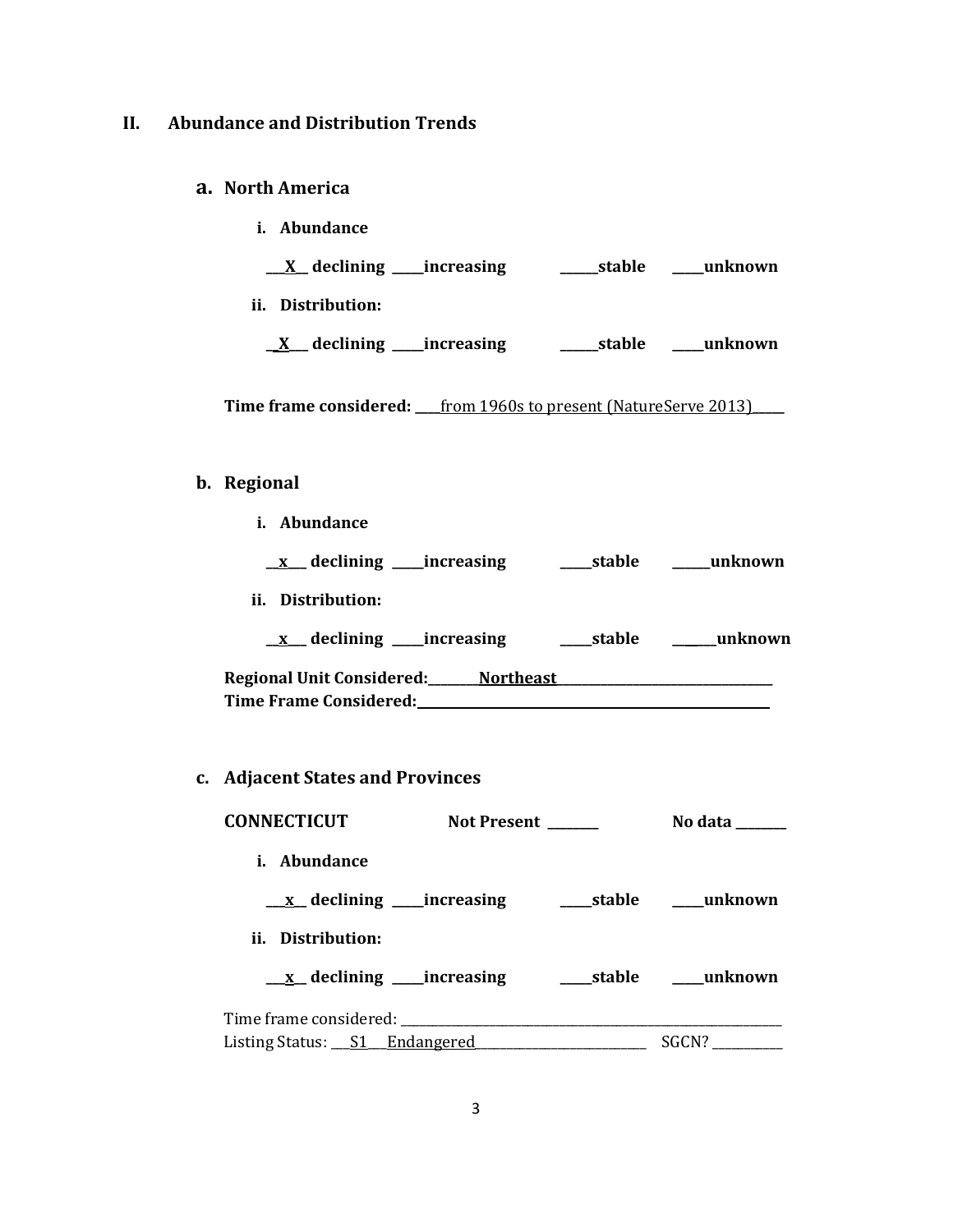## II. Abundance and Distribution Trends

### a. North America

**i. Abundance**

**\_\_X\_\_ declining \_\_\_\_increasing \_\_\_\_\_stable \_\_\_\_unknown**

**ii. Distribution:**

**\_X\_\_ declining \_\_\_\_increasing \_\_\_\_\_stable \_\_\_\_unknown**

**Time frame considered:** \_\_\_from 1960s to present (NatureServe 2013)\_\_\_\_

### b. Regional

**i. Abundance**

**\_\_x\_\_ declining \_\_\_\_increasing \_\_\_\_stable \_\_\_\_\_unknown**

**ii. Distribution:**

**\_\_x\_\_ declining \_\_\_\_increasing \_\_\_\_stable \_\_\_\_\_unknown**

**Regional Unit Considered:**\_\_\_\_\_\_\_**Northeast**\_\_\_\_\_\_\_\_\_\_\_\_\_\_\_\_\_\_\_\_\_\_\_\_
**Time Frame Considered:**\_\_\_\_\_\_\_\_\_\_\_\_\_\_\_\_\_\_\_\_\_\_\_\_\_\_\_\_\_\_\_\_\_\_\_\_\_\_\_\_

### c. Adjacent States and Provinces

**CONNECTICUT** **Not Present** \_\_\_\_\_\_ **No data** \_\_\_\_\_\_

**i. Abundance**

**\_\_x\_\_ declining \_\_\_\_increasing \_\_\_\_stable \_\_\_\_unknown**

**ii. Distribution:**

**\_\_x\_\_ declining \_\_\_\_increasing \_\_\_\_stable \_\_\_\_unknown**

Time frame considered: \_\_\_\_\_\_\_\_\_\_\_\_\_\_\_\_\_\_\_\_\_\_\_\_\_\_\_\_\_\_\_\_\_\_\_\_\_\_\_\_\_\_\_\_
Listing Status: \_\_S1\_\_Endangered\_\_\_\_\_\_\_\_\_\_\_\_\_\_\_\_\_\_\_\_ SGCN? \_\_\_\_\_\_\_\_\_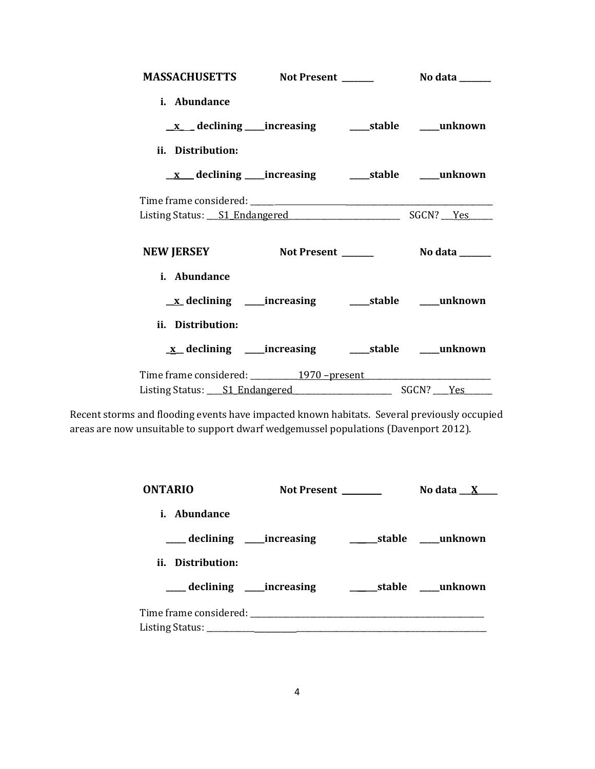**MASSACHUSETTS** **Not Present** _______ **No data** _______

**i. Abundance**

__x___ declining ____increasing ____stable ____unknown

**ii. Distribution:**

__x___ declining ____increasing ____stable ____unknown

Time frame considered: _______________________________________________

Listing Status: ___S1_Endangered_________________________ SGCN? ___Yes_____

**NEW JERSEY** **Not Present** _______ **No data** _______

**i. Abundance**

__x_ declining ____increasing ____stable ____unknown

**ii. Distribution:**

_x__ declining ____increasing ____stable ____unknown

Time frame considered: ___________1970 –present_____________________________

Listing Status: ___S1_Endangered_______________________ SGCN? ____Yes______

Recent storms and flooding events have impacted known habitats. Several previously occupied areas are now unsuitable to support dwarf wedgemussel populations (Davenport 2012).

**ONTARIO** **Not Present** _________ **No data** ___X_____

**i. Abundance**

____ declining ____increasing ______stable ____unknown

**ii. Distribution:**

____ declining ____increasing ______stable ____unknown

Time frame considered: _______________________________________________

Listing Status: ______________________________________________________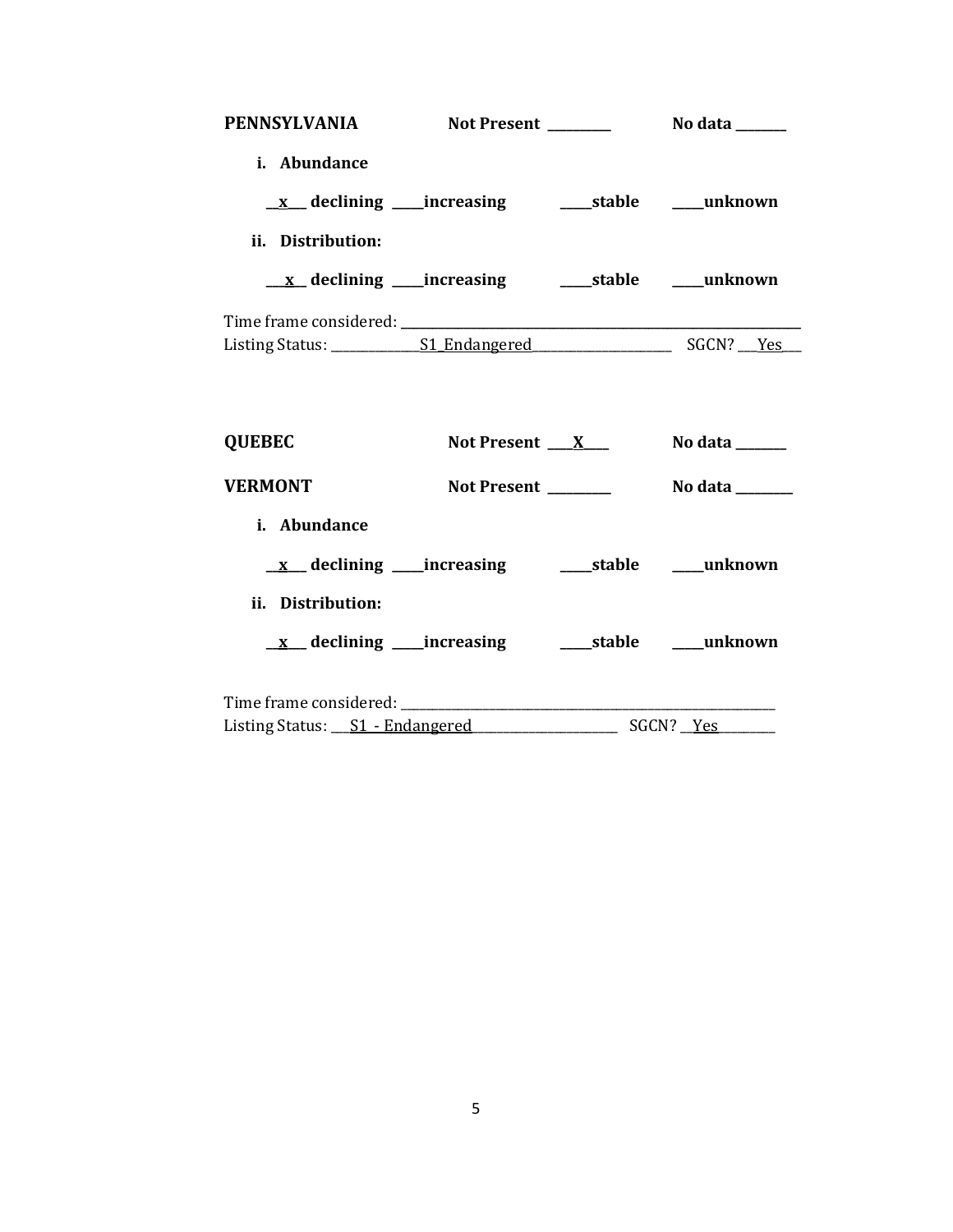**PENNSYLVANIA** **Not Present** __________ **No data** ________

**i. Abundance**

**__x__ declining _____increasing _____stable _____unknown**

**ii. Distribution:**

**__x__ declining _____increasing _____stable _____unknown**

Time frame considered: ___________________________________________

Listing Status: ______S1_Endangered______ SGCN? ___Yes___

**QUEBEC** **Not Present** ___X___ **No data** ________

**VERMONT** **Not Present** __________ **No data** ________

**i. Abundance**

**__x__ declining _____increasing _____stable _____unknown**

**ii. Distribution:**

**__x__ declining _____increasing _____stable _____unknown**

Time frame considered: ___________________________________________

Listing Status: ___S1 - Endangered___ SGCN? __Yes__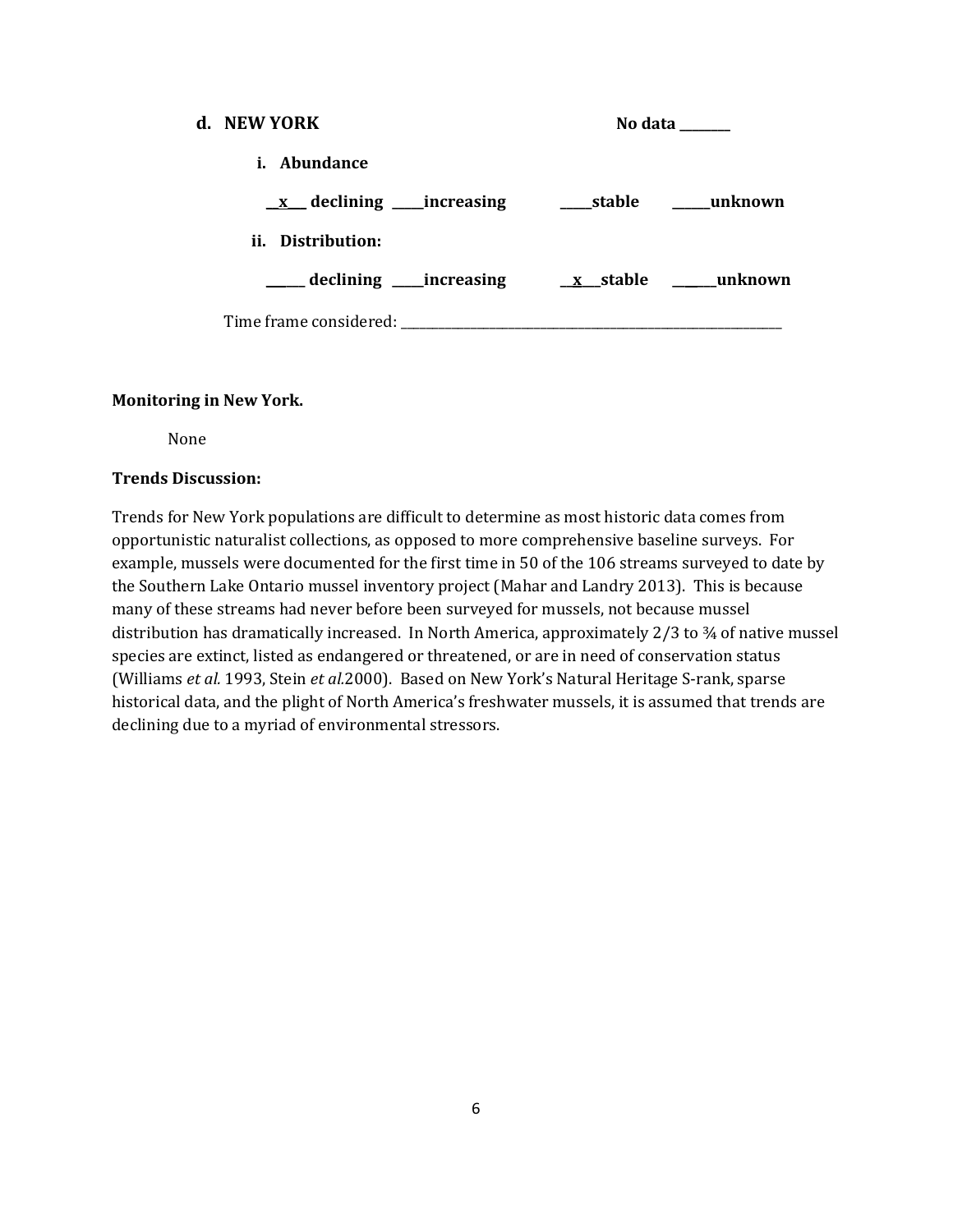**d. NEW YORK** **No data ________**

**i. Abundance**

**__x___ declining _____increasing _____stable ______unknown**

**ii. Distribution:**

**______ declining _____increasing __x___stable ______unknown**

Time frame considered: ___________________________________________________________________

**Monitoring in New York.**

None

**Trends Discussion:**

Trends for New York populations are difficult to determine as most historic data comes from opportunistic naturalist collections, as opposed to more comprehensive baseline surveys. For example, mussels were documented for the first time in 50 of the 106 streams surveyed to date by the Southern Lake Ontario mussel inventory project (Mahar and Landry 2013). This is because many of these streams had never before been surveyed for mussels, not because mussel distribution has dramatically increased. In North America, approximately 2/3 to ¾ of native mussel species are extinct, listed as endangered or threatened, or are in need of conservation status (Williams *et al.* 1993, Stein *et al.*2000). Based on New York's Natural Heritage S-rank, sparse historical data, and the plight of North America's freshwater mussels, it is assumed that trends are declining due to a myriad of environmental stressors.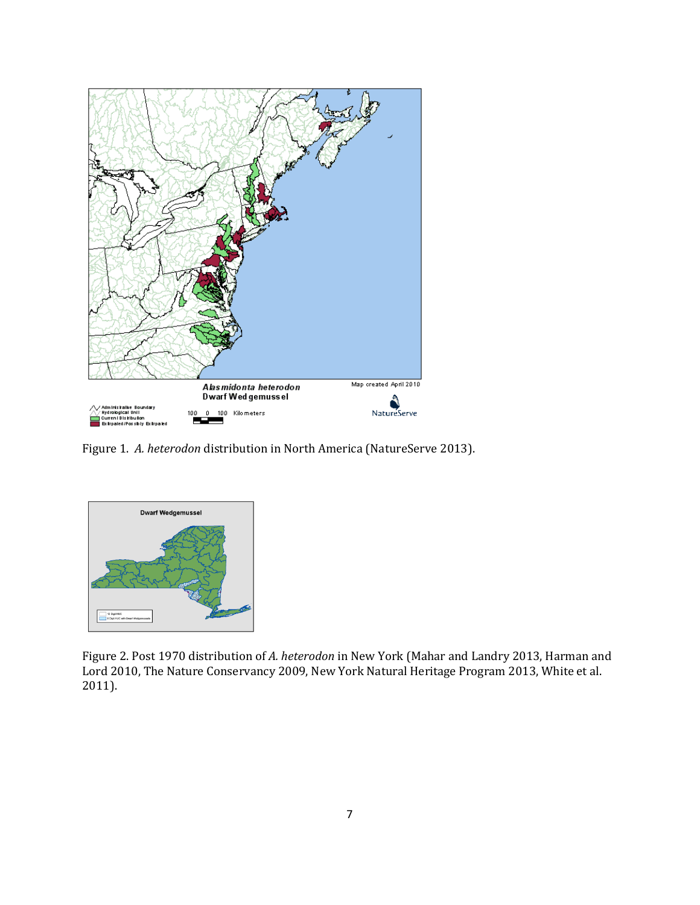Figure 1. *A. heterodon* distribution in North America (NatureServe 2013).

Figure 2. Post 1970 distribution of *A. heterodon* in New York (Mahar and Landry 2013, Harman and Lord 2010, The Nature Conservancy 2009, New York Natural Heritage Program 2013, White et al. 2011).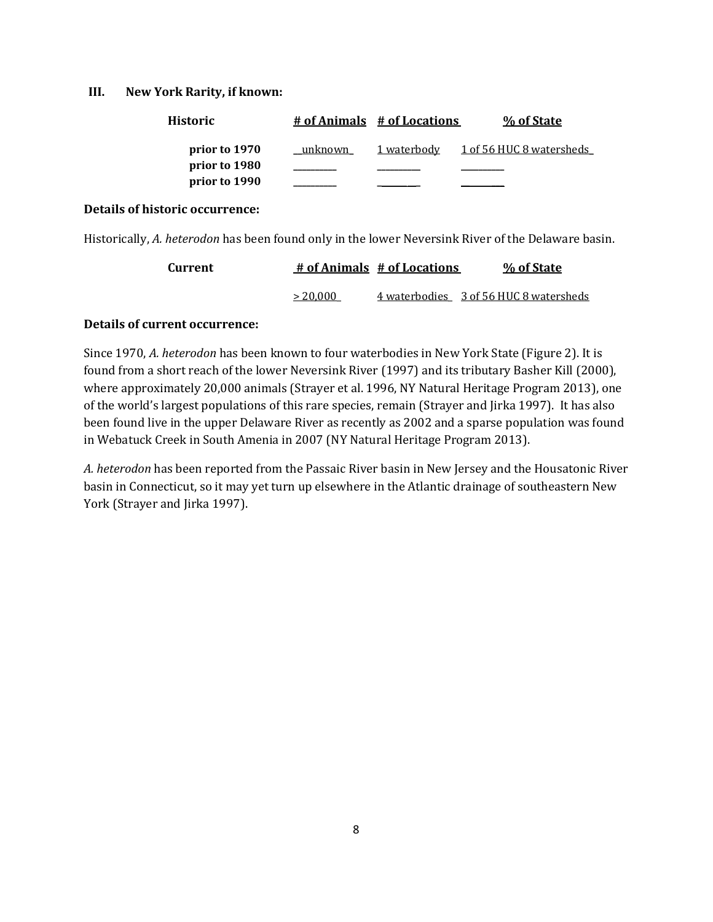## III. New York Rarity, if known:

| Historic | # of Animals | # of Locations | % of State |
|---|---|---|---|
| **prior to 1970** | unknown | 1 waterbody | 1 of 56 HUC 8 watersheds |
| **prior to 1980** | | | |
| **prior to 1990** | | | |

**Details of historic occurrence:**

Historically, *A. heterodon* has been found only in the lower Neversink River of the Delaware basin.

| Current | # of Animals | # of Locations | % of State |
|---|---|---|---|
| | > 20,000 | 4 waterbodies | 3 of 56 HUC 8 watersheds |

**Details of current occurrence:**

Since 1970, *A. heterodon* has been known to four waterbodies in New York State (Figure 2). It is found from a short reach of the lower Neversink River (1997) and its tributary Basher Kill (2000), where approximately 20,000 animals (Strayer et al. 1996, NY Natural Heritage Program 2013), one of the world's largest populations of this rare species, remain (Strayer and Jirka 1997). It has also been found live in the upper Delaware River as recently as 2002 and a sparse population was found in Webatuck Creek in South Amenia in 2007 (NY Natural Heritage Program 2013).

*A. heterodon* has been reported from the Passaic River basin in New Jersey and the Housatonic River basin in Connecticut, so it may yet turn up elsewhere in the Atlantic drainage of southeastern New York (Strayer and Jirka 1997).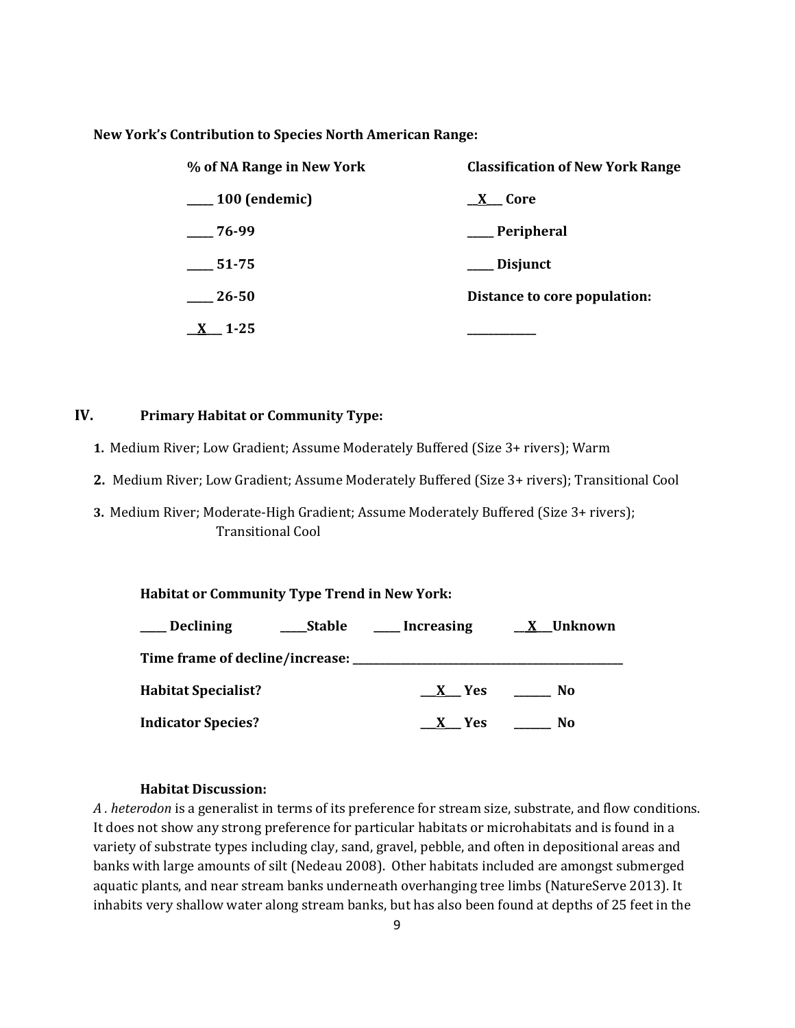**New York's Contribution to Species North American Range:**

| % of NA Range in New York | Classification of New York Range |
|---|---|
| _____ 100 (endemic) | __X___ Core |
| _____ 76-99 | _____ Peripheral |
| _____ 51-75 | _____ Disjunct |
| _____ 26-50 | Distance to core population: |
| __X___ 1-25 | _____________ |

## IV. Primary Habitat or Community Type:

1. Medium River; Low Gradient; Assume Moderately Buffered (Size 3+ rivers); Warm
2. Medium River; Low Gradient; Assume Moderately Buffered (Size 3+ rivers); Transitional Cool
3. Medium River; Moderate-High Gradient; Assume Moderately Buffered (Size 3+ rivers); Transitional Cool

**Habitat or Community Type Trend in New York:**

_____ **Declining** _____ **Stable** _____ **Increasing** __X___ **Unknown**

**Time frame of decline/increase:** ___________________________________________

**Habitat Specialist?** ___X___ **Yes** _______ **No**

**Indicator Species?** ___X___ **Yes** _______ **No**

**Habitat Discussion:**

*A . heterodon* is a generalist in terms of its preference for stream size, substrate, and flow conditions. It does not show any strong preference for particular habitats or microhabitats and is found in a variety of substrate types including clay, sand, gravel, pebble, and often in depositional areas and banks with large amounts of silt (Nedeau 2008). Other habitats included are amongst submerged aquatic plants, and near stream banks underneath overhanging tree limbs (NatureServe 2013). It inhabits very shallow water along stream banks, but has also been found at depths of 25 feet in the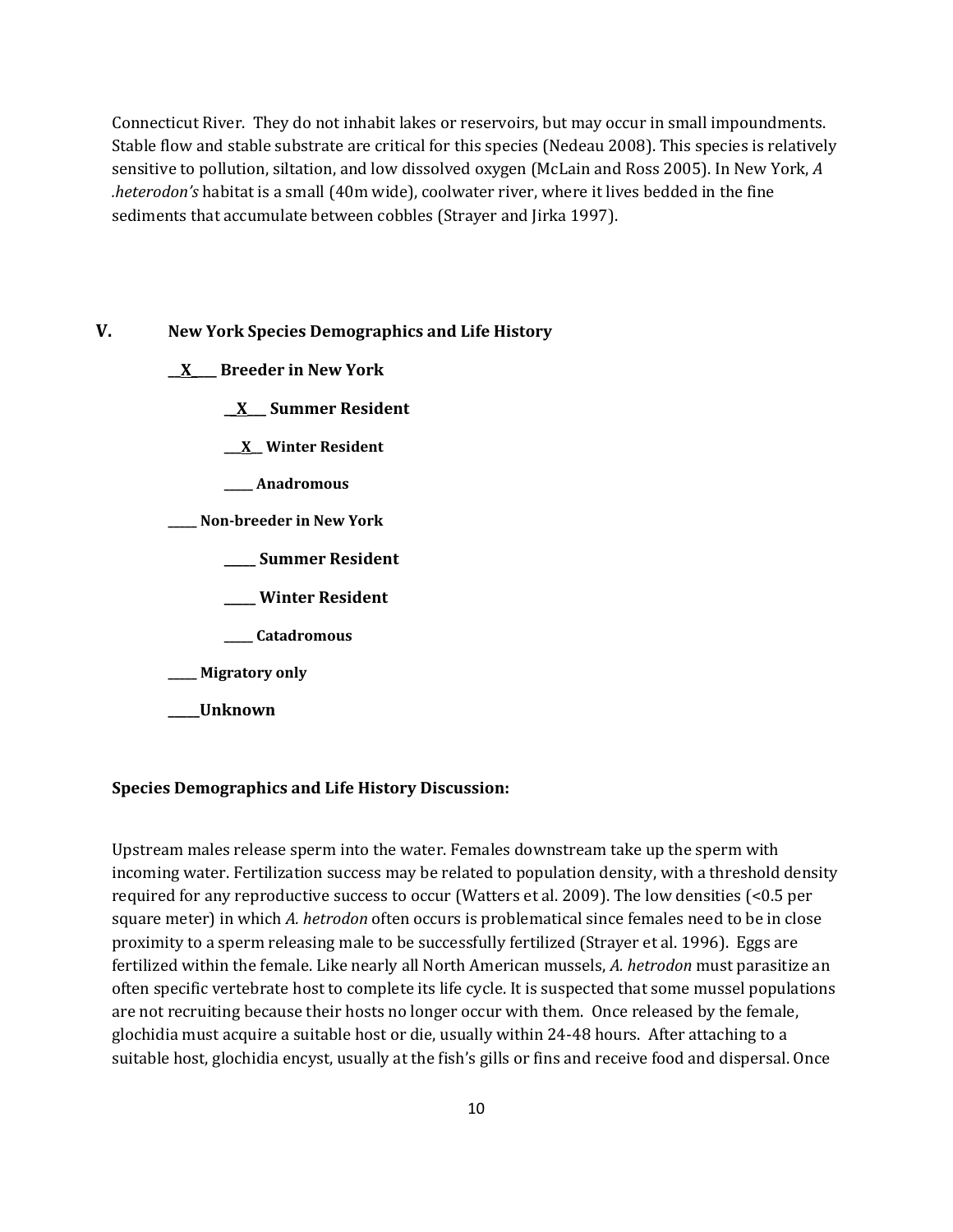Connecticut River. They do not inhabit lakes or reservoirs, but may occur in small impoundments. Stable flow and stable substrate are critical for this species (Nedeau 2008). This species is relatively sensitive to pollution, siltation, and low dissolved oxygen (McLain and Ross 2005). In New York, *A .heterodon's* habitat is a small (40m wide), coolwater river, where it lives bedded in the fine sediments that accumulate between cobbles (Strayer and Jirka 1997).

## V. New York Species Demographics and Life History

**__X____ Breeder in New York**

**__X___ Summer Resident**

**___X__ Winter Resident**

**_____ Anadromous**

**_____ Non-breeder in New York**

**_____ Summer Resident**

**_____ Winter Resident**

**_____ Catadromous**

**_____ Migratory only**

**_____Unknown**

### Species Demographics and Life History Discussion:

Upstream males release sperm into the water. Females downstream take up the sperm with incoming water. Fertilization success may be related to population density, with a threshold density required for any reproductive success to occur (Watters et al. 2009). The low densities (<0.5 per square meter) in which *A. hetrodon* often occurs is problematical since females need to be in close proximity to a sperm releasing male to be successfully fertilized (Strayer et al. 1996). Eggs are fertilized within the female. Like nearly all North American mussels, *A. hetrodon* must parasitize an often specific vertebrate host to complete its life cycle. It is suspected that some mussel populations are not recruiting because their hosts no longer occur with them. Once released by the female, glochidia must acquire a suitable host or die, usually within 24-48 hours. After attaching to a suitable host, glochidia encyst, usually at the fish's gills or fins and receive food and dispersal. Once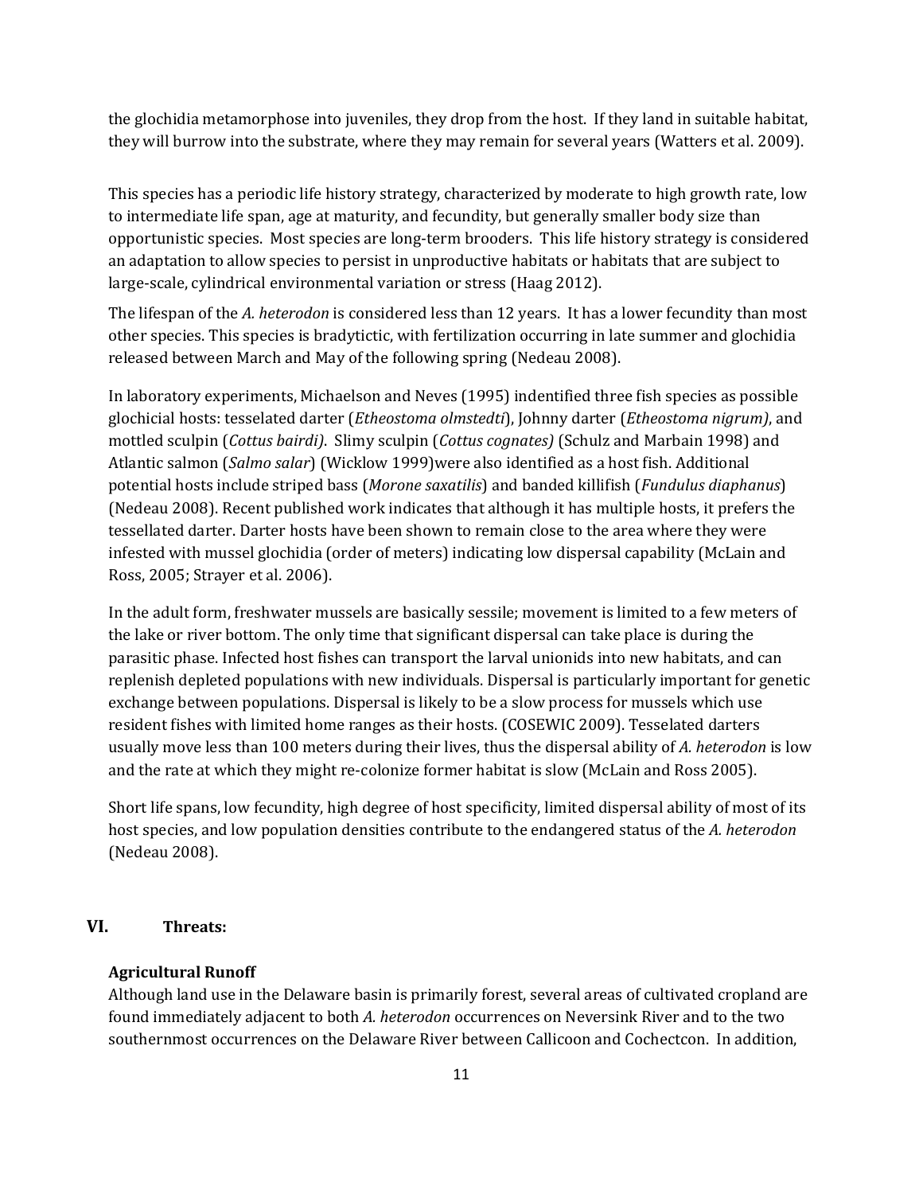the glochidia metamorphose into juveniles, they drop from the host. If they land in suitable habitat, they will burrow into the substrate, where they may remain for several years (Watters et al. 2009).

This species has a periodic life history strategy, characterized by moderate to high growth rate, low to intermediate life span, age at maturity, and fecundity, but generally smaller body size than opportunistic species. Most species are long-term brooders. This life history strategy is considered an adaptation to allow species to persist in unproductive habitats or habitats that are subject to large-scale, cylindrical environmental variation or stress (Haag 2012).

The lifespan of the *A. heterodon* is considered less than 12 years. It has a lower fecundity than most other species. This species is bradytictic, with fertilization occurring in late summer and glochidia released between March and May of the following spring (Nedeau 2008).

In laboratory experiments, Michaelson and Neves (1995) indentified three fish species as possible glochicial hosts: tesselated darter (*Etheostoma olmstedti*), Johnny darter (*Etheostoma nigrum)*, and mottled sculpin (*Cottus bairdi)*. Slimy sculpin (*Cottus cognates)* (Schulz and Marbain 1998) and Atlantic salmon (*Salmo salar*) (Wicklow 1999)were also identified as a host fish. Additional potential hosts include striped bass (*Morone saxatilis*) and banded killifish (*Fundulus diaphanus*) (Nedeau 2008). Recent published work indicates that although it has multiple hosts, it prefers the tessellated darter. Darter hosts have been shown to remain close to the area where they were infested with mussel glochidia (order of meters) indicating low dispersal capability (McLain and Ross, 2005; Strayer et al. 2006).

In the adult form, freshwater mussels are basically sessile; movement is limited to a few meters of the lake or river bottom. The only time that significant dispersal can take place is during the parasitic phase. Infected host fishes can transport the larval unionids into new habitats, and can replenish depleted populations with new individuals. Dispersal is particularly important for genetic exchange between populations. Dispersal is likely to be a slow process for mussels which use resident fishes with limited home ranges as their hosts. (COSEWIC 2009). Tesselated darters usually move less than 100 meters during their lives, thus the dispersal ability of *A. heterodon* is low and the rate at which they might re-colonize former habitat is slow (McLain and Ross 2005).

Short life spans, low fecundity, high degree of host specificity, limited dispersal ability of most of its host species, and low population densities contribute to the endangered status of the *A. heterodon* (Nedeau 2008).

## VI. Threats:

**Agricultural Runoff**

Although land use in the Delaware basin is primarily forest, several areas of cultivated cropland are found immediately adjacent to both *A. heterodon* occurrences on Neversink River and to the two southernmost occurrences on the Delaware River between Callicoon and Cochectcon. In addition,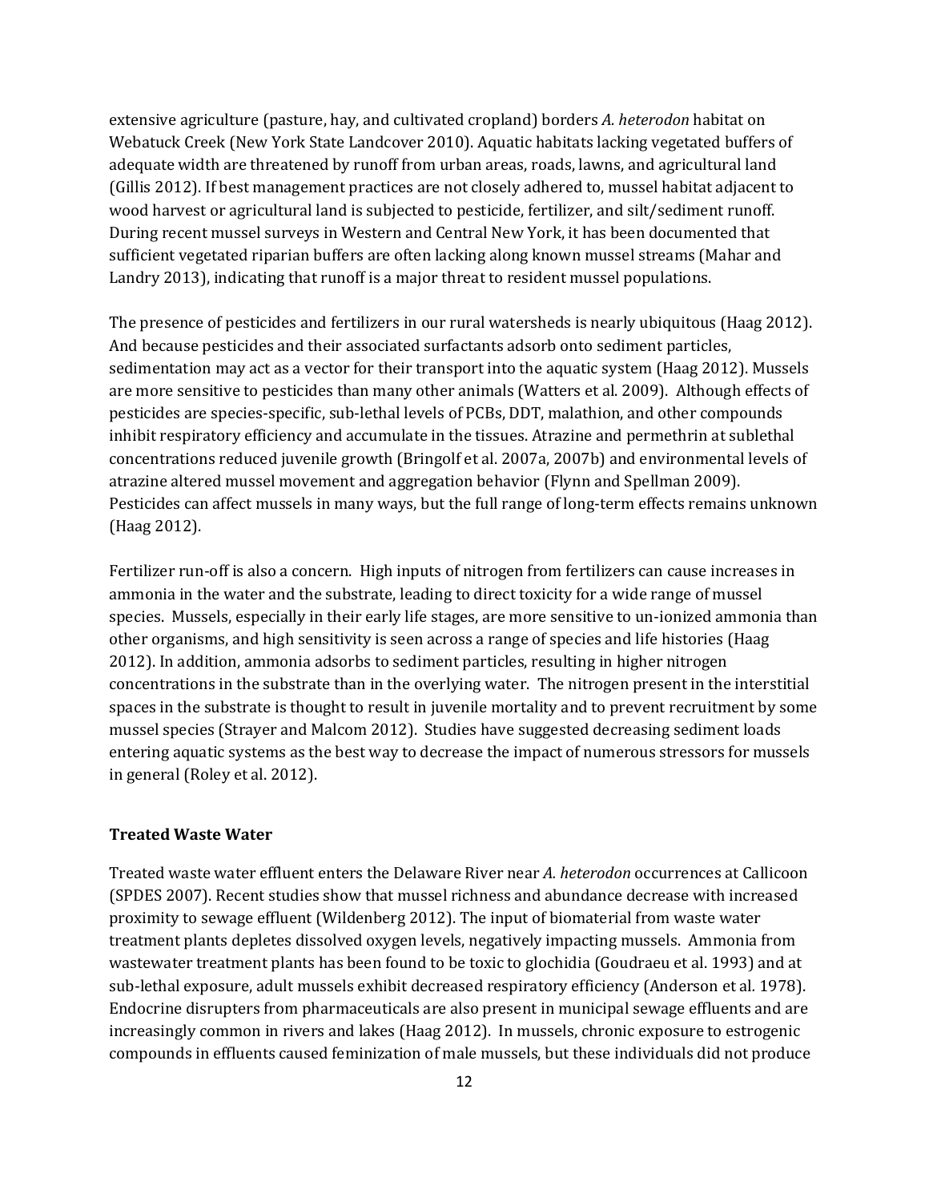extensive agriculture (pasture, hay, and cultivated cropland) borders *A. heterodon* habitat on Webatuck Creek (New York State Landcover 2010). Aquatic habitats lacking vegetated buffers of adequate width are threatened by runoff from urban areas, roads, lawns, and agricultural land (Gillis 2012). If best management practices are not closely adhered to, mussel habitat adjacent to wood harvest or agricultural land is subjected to pesticide, fertilizer, and silt/sediment runoff. During recent mussel surveys in Western and Central New York, it has been documented that sufficient vegetated riparian buffers are often lacking along known mussel streams (Mahar and Landry 2013), indicating that runoff is a major threat to resident mussel populations.

The presence of pesticides and fertilizers in our rural watersheds is nearly ubiquitous (Haag 2012). And because pesticides and their associated surfactants adsorb onto sediment particles, sedimentation may act as a vector for their transport into the aquatic system (Haag 2012). Mussels are more sensitive to pesticides than many other animals (Watters et al. 2009). Although effects of pesticides are species-specific, sub-lethal levels of PCBs, DDT, malathion, and other compounds inhibit respiratory efficiency and accumulate in the tissues. Atrazine and permethrin at sublethal concentrations reduced juvenile growth (Bringolf et al. 2007a, 2007b) and environmental levels of atrazine altered mussel movement and aggregation behavior (Flynn and Spellman 2009). Pesticides can affect mussels in many ways, but the full range of long-term effects remains unknown (Haag 2012).

Fertilizer run-off is also a concern. High inputs of nitrogen from fertilizers can cause increases in ammonia in the water and the substrate, leading to direct toxicity for a wide range of mussel species. Mussels, especially in their early life stages, are more sensitive to un-ionized ammonia than other organisms, and high sensitivity is seen across a range of species and life histories (Haag 2012). In addition, ammonia adsorbs to sediment particles, resulting in higher nitrogen concentrations in the substrate than in the overlying water. The nitrogen present in the interstitial spaces in the substrate is thought to result in juvenile mortality and to prevent recruitment by some mussel species (Strayer and Malcom 2012). Studies have suggested decreasing sediment loads entering aquatic systems as the best way to decrease the impact of numerous stressors for mussels in general (Roley et al. 2012).

### Treated Waste Water

Treated waste water effluent enters the Delaware River near *A. heterodon* occurrences at Callicoon (SPDES 2007). Recent studies show that mussel richness and abundance decrease with increased proximity to sewage effluent (Wildenberg 2012). The input of biomaterial from waste water treatment plants depletes dissolved oxygen levels, negatively impacting mussels. Ammonia from wastewater treatment plants has been found to be toxic to glochidia (Goudraeu et al. 1993) and at sub-lethal exposure, adult mussels exhibit decreased respiratory efficiency (Anderson et al. 1978). Endocrine disrupters from pharmaceuticals are also present in municipal sewage effluents and are increasingly common in rivers and lakes (Haag 2012). In mussels, chronic exposure to estrogenic compounds in effluents caused feminization of male mussels, but these individuals did not produce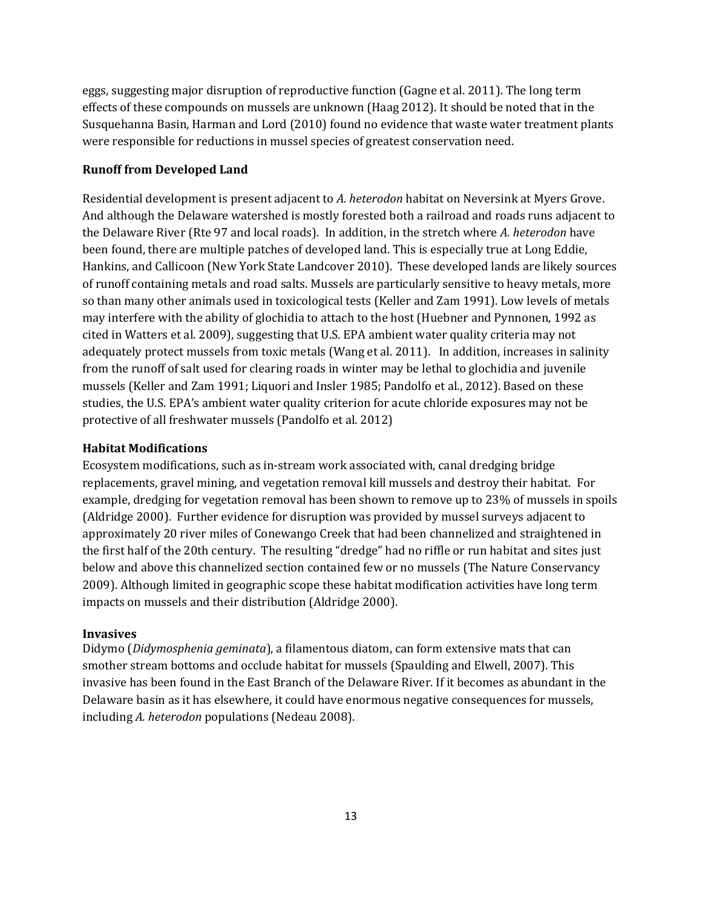eggs, suggesting major disruption of reproductive function (Gagne et al. 2011). The long term effects of these compounds on mussels are unknown (Haag 2012). It should be noted that in the Susquehanna Basin, Harman and Lord (2010) found no evidence that waste water treatment plants were responsible for reductions in mussel species of greatest conservation need.

**Runoff from Developed Land**

Residential development is present adjacent to *A. heterodon* habitat on Neversink at Myers Grove. And although the Delaware watershed is mostly forested both a railroad and roads runs adjacent to the Delaware River (Rte 97 and local roads). In addition, in the stretch where *A. heterodon* have been found, there are multiple patches of developed land. This is especially true at Long Eddie, Hankins, and Callicoon (New York State Landcover 2010). These developed lands are likely sources of runoff containing metals and road salts. Mussels are particularly sensitive to heavy metals, more so than many other animals used in toxicological tests (Keller and Zam 1991). Low levels of metals may interfere with the ability of glochidia to attach to the host (Huebner and Pynnonen, 1992 as cited in Watters et al. 2009), suggesting that U.S. EPA ambient water quality criteria may not adequately protect mussels from toxic metals (Wang et al. 2011). In addition, increases in salinity from the runoff of salt used for clearing roads in winter may be lethal to glochidia and juvenile mussels (Keller and Zam 1991; Liquori and Insler 1985; Pandolfo et al., 2012). Based on these studies, the U.S. EPA's ambient water quality criterion for acute chloride exposures may not be protective of all freshwater mussels (Pandolfo et al. 2012)

**Habitat Modifications**

Ecosystem modifications, such as in-stream work associated with, canal dredging bridge replacements, gravel mining, and vegetation removal kill mussels and destroy their habitat. For example, dredging for vegetation removal has been shown to remove up to 23% of mussels in spoils (Aldridge 2000). Further evidence for disruption was provided by mussel surveys adjacent to approximately 20 river miles of Conewango Creek that had been channelized and straightened in the first half of the 20th century. The resulting "dredge" had no riffle or run habitat and sites just below and above this channelized section contained few or no mussels (The Nature Conservancy 2009). Although limited in geographic scope these habitat modification activities have long term impacts on mussels and their distribution (Aldridge 2000).

**Invasives**

Didymo (*Didymosphenia geminata*), a filamentous diatom, can form extensive mats that can smother stream bottoms and occlude habitat for mussels (Spaulding and Elwell, 2007). This invasive has been found in the East Branch of the Delaware River. If it becomes as abundant in the Delaware basin as it has elsewhere, it could have enormous negative consequences for mussels, including *A. heterodon* populations (Nedeau 2008).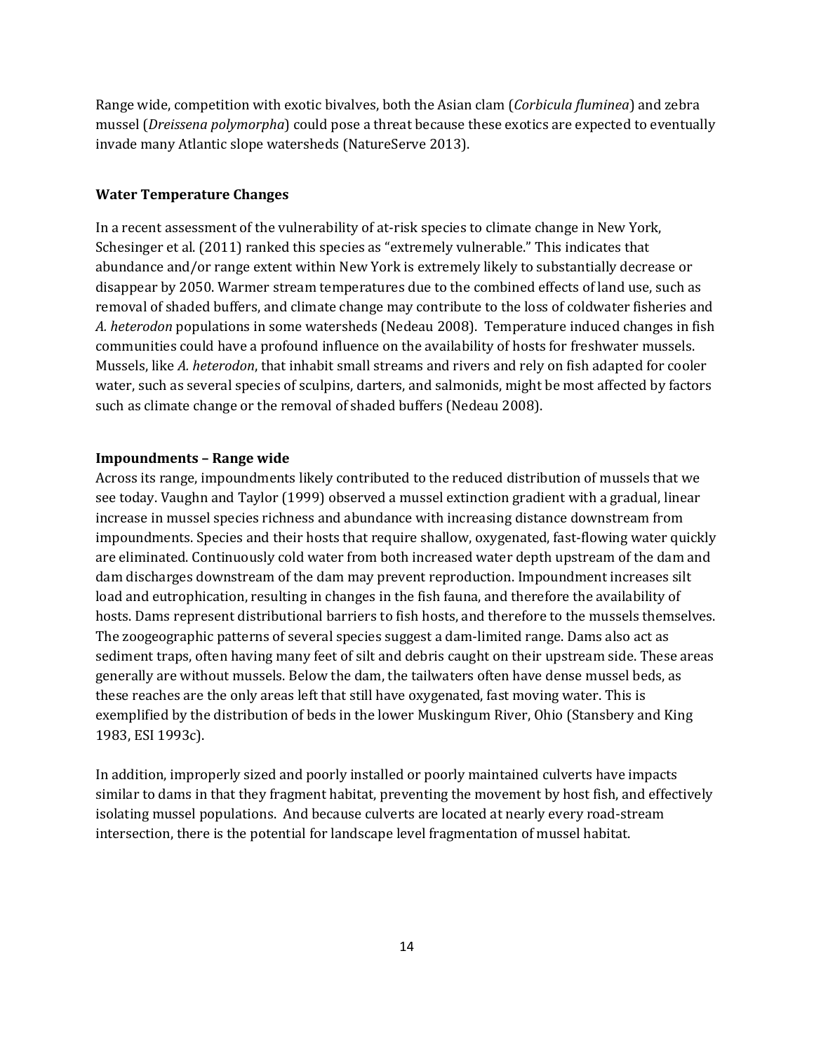Range wide, competition with exotic bivalves, both the Asian clam (*Corbicula fluminea*) and zebra mussel (*Dreissena polymorpha*) could pose a threat because these exotics are expected to eventually invade many Atlantic slope watersheds (NatureServe 2013).

**Water Temperature Changes**

In a recent assessment of the vulnerability of at-risk species to climate change in New York, Schesinger et al. (2011) ranked this species as "extremely vulnerable." This indicates that abundance and/or range extent within New York is extremely likely to substantially decrease or disappear by 2050. Warmer stream temperatures due to the combined effects of land use, such as removal of shaded buffers, and climate change may contribute to the loss of coldwater fisheries and *A. heterodon* populations in some watersheds (Nedeau 2008). Temperature induced changes in fish communities could have a profound influence on the availability of hosts for freshwater mussels. Mussels, like *A. heterodon*, that inhabit small streams and rivers and rely on fish adapted for cooler water, such as several species of sculpins, darters, and salmonids, might be most affected by factors such as climate change or the removal of shaded buffers (Nedeau 2008).

**Impoundments – Range wide**

Across its range, impoundments likely contributed to the reduced distribution of mussels that we see today. Vaughn and Taylor (1999) observed a mussel extinction gradient with a gradual, linear increase in mussel species richness and abundance with increasing distance downstream from impoundments. Species and their hosts that require shallow, oxygenated, fast-flowing water quickly are eliminated. Continuously cold water from both increased water depth upstream of the dam and dam discharges downstream of the dam may prevent reproduction. Impoundment increases silt load and eutrophication, resulting in changes in the fish fauna, and therefore the availability of hosts. Dams represent distributional barriers to fish hosts, and therefore to the mussels themselves. The zoogeographic patterns of several species suggest a dam-limited range. Dams also act as sediment traps, often having many feet of silt and debris caught on their upstream side. These areas generally are without mussels. Below the dam, the tailwaters often have dense mussel beds, as these reaches are the only areas left that still have oxygenated, fast moving water. This is exemplified by the distribution of beds in the lower Muskingum River, Ohio (Stansbery and King 1983, ESI 1993c).

In addition, improperly sized and poorly installed or poorly maintained culverts have impacts similar to dams in that they fragment habitat, preventing the movement by host fish, and effectively isolating mussel populations. And because culverts are located at nearly every road-stream intersection, there is the potential for landscape level fragmentation of mussel habitat.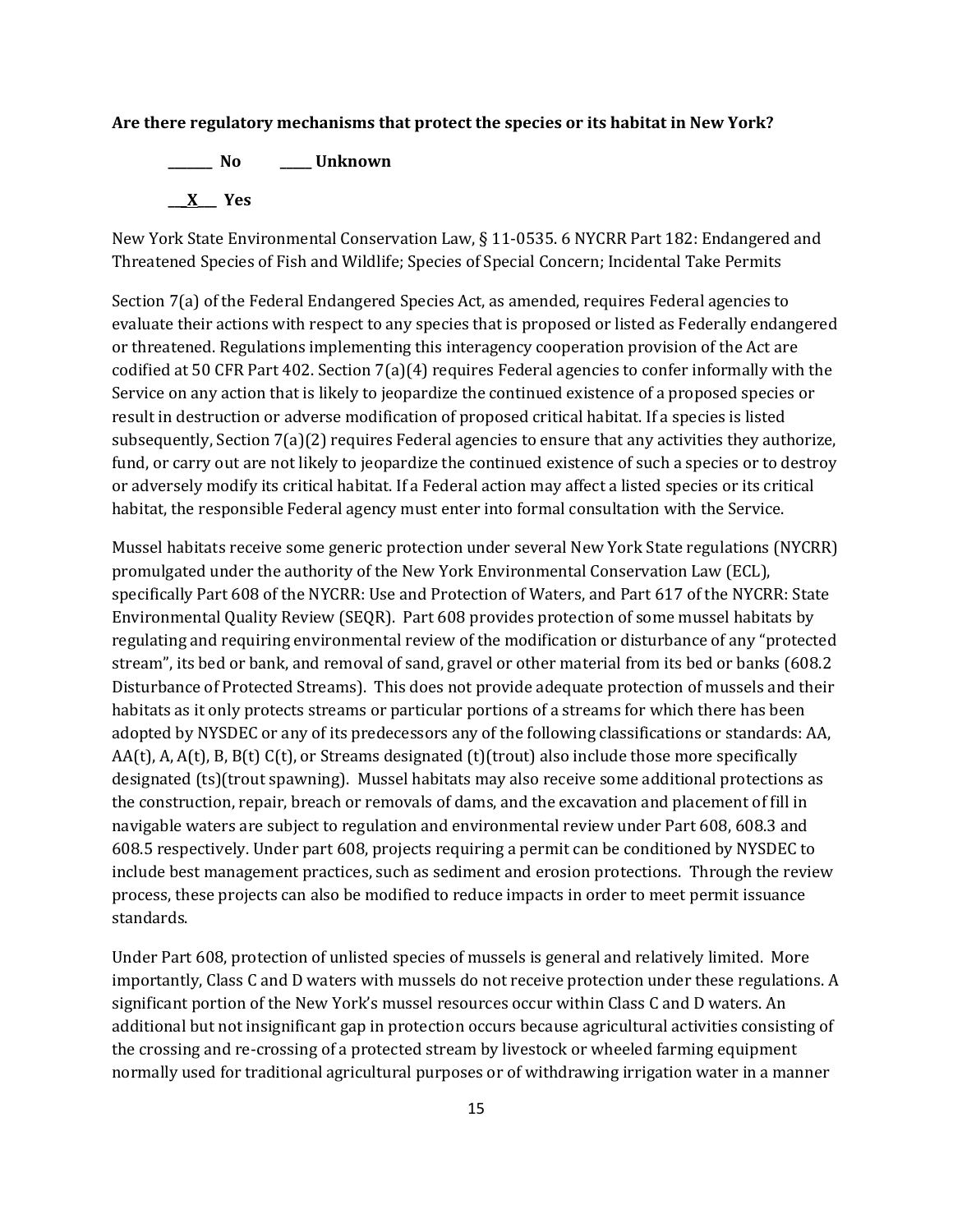**Are there regulatory mechanisms that protect the species or its habitat in New York?**

**_______ No** **_____ Unknown**

**__X___ Yes**

New York State Environmental Conservation Law, § 11-0535. 6 NYCRR Part 182: Endangered and Threatened Species of Fish and Wildlife; Species of Special Concern; Incidental Take Permits

Section 7(a) of the Federal Endangered Species Act, as amended, requires Federal agencies to evaluate their actions with respect to any species that is proposed or listed as Federally endangered or threatened. Regulations implementing this interagency cooperation provision of the Act are codified at 50 CFR Part 402. Section 7(a)(4) requires Federal agencies to confer informally with the Service on any action that is likely to jeopardize the continued existence of a proposed species or result in destruction or adverse modification of proposed critical habitat. If a species is listed subsequently, Section 7(a)(2) requires Federal agencies to ensure that any activities they authorize, fund, or carry out are not likely to jeopardize the continued existence of such a species or to destroy or adversely modify its critical habitat. If a Federal action may affect a listed species or its critical habitat, the responsible Federal agency must enter into formal consultation with the Service.

Mussel habitats receive some generic protection under several New York State regulations (NYCRR) promulgated under the authority of the New York Environmental Conservation Law (ECL), specifically Part 608 of the NYCRR: Use and Protection of Waters, and Part 617 of the NYCRR: State Environmental Quality Review (SEQR). Part 608 provides protection of some mussel habitats by regulating and requiring environmental review of the modification or disturbance of any "protected stream", its bed or bank, and removal of sand, gravel or other material from its bed or banks (608.2 Disturbance of Protected Streams). This does not provide adequate protection of mussels and their habitats as it only protects streams or particular portions of a streams for which there has been adopted by NYSDEC or any of its predecessors any of the following classifications or standards: AA, AA(t), A, A(t), B, B(t) C(t), or Streams designated (t)(trout) also include those more specifically designated (ts)(trout spawning). Mussel habitats may also receive some additional protections as the construction, repair, breach or removals of dams, and the excavation and placement of fill in navigable waters are subject to regulation and environmental review under Part 608, 608.3 and 608.5 respectively. Under part 608, projects requiring a permit can be conditioned by NYSDEC to include best management practices, such as sediment and erosion protections. Through the review process, these projects can also be modified to reduce impacts in order to meet permit issuance standards.

Under Part 608, protection of unlisted species of mussels is general and relatively limited. More importantly, Class C and D waters with mussels do not receive protection under these regulations. A significant portion of the New York's mussel resources occur within Class C and D waters. An additional but not insignificant gap in protection occurs because agricultural activities consisting of the crossing and re-crossing of a protected stream by livestock or wheeled farming equipment normally used for traditional agricultural purposes or of withdrawing irrigation water in a manner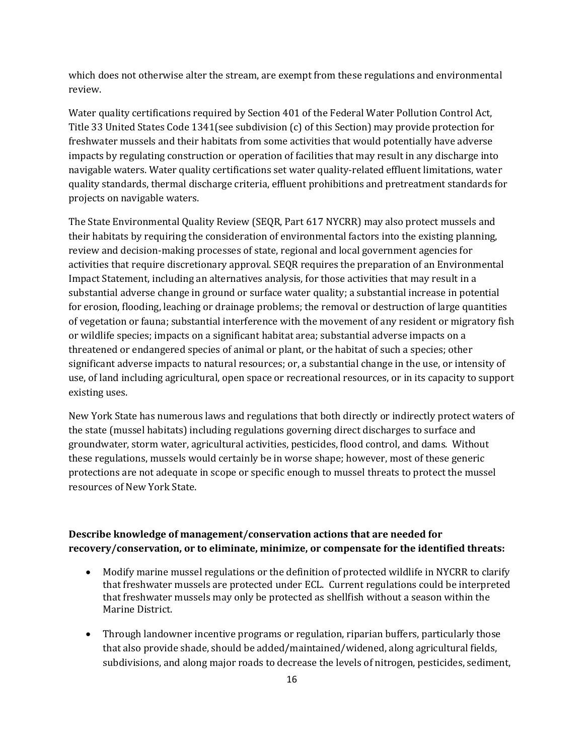which does not otherwise alter the stream, are exempt from these regulations and environmental review.

Water quality certifications required by Section 401 of the Federal Water Pollution Control Act, Title 33 United States Code 1341(see subdivision (c) of this Section) may provide protection for freshwater mussels and their habitats from some activities that would potentially have adverse impacts by regulating construction or operation of facilities that may result in any discharge into navigable waters. Water quality certifications set water quality-related effluent limitations, water quality standards, thermal discharge criteria, effluent prohibitions and pretreatment standards for projects on navigable waters.

The State Environmental Quality Review (SEQR, Part 617 NYCRR) may also protect mussels and their habitats by requiring the consideration of environmental factors into the existing planning, review and decision-making processes of state, regional and local government agencies for activities that require discretionary approval. SEQR requires the preparation of an Environmental Impact Statement, including an alternatives analysis, for those activities that may result in a substantial adverse change in ground or surface water quality; a substantial increase in potential for erosion, flooding, leaching or drainage problems; the removal or destruction of large quantities of vegetation or fauna; substantial interference with the movement of any resident or migratory fish or wildlife species; impacts on a significant habitat area; substantial adverse impacts on a threatened or endangered species of animal or plant, or the habitat of such a species; other significant adverse impacts to natural resources; or, a substantial change in the use, or intensity of use, of land including agricultural, open space or recreational resources, or in its capacity to support existing uses.

New York State has numerous laws and regulations that both directly or indirectly protect waters of the state (mussel habitats) including regulations governing direct discharges to surface and groundwater, storm water, agricultural activities, pesticides, flood control, and dams. Without these regulations, mussels would certainly be in worse shape; however, most of these generic protections are not adequate in scope or specific enough to mussel threats to protect the mussel resources of New York State.

**Describe knowledge of management/conservation actions that are needed for recovery/conservation, or to eliminate, minimize, or compensate for the identified threats:**

- Modify marine mussel regulations or the definition of protected wildlife in NYCRR to clarify that freshwater mussels are protected under ECL. Current regulations could be interpreted that freshwater mussels may only be protected as shellfish without a season within the Marine District.
- Through landowner incentive programs or regulation, riparian buffers, particularly those that also provide shade, should be added/maintained/widened, along agricultural fields, subdivisions, and along major roads to decrease the levels of nitrogen, pesticides, sediment,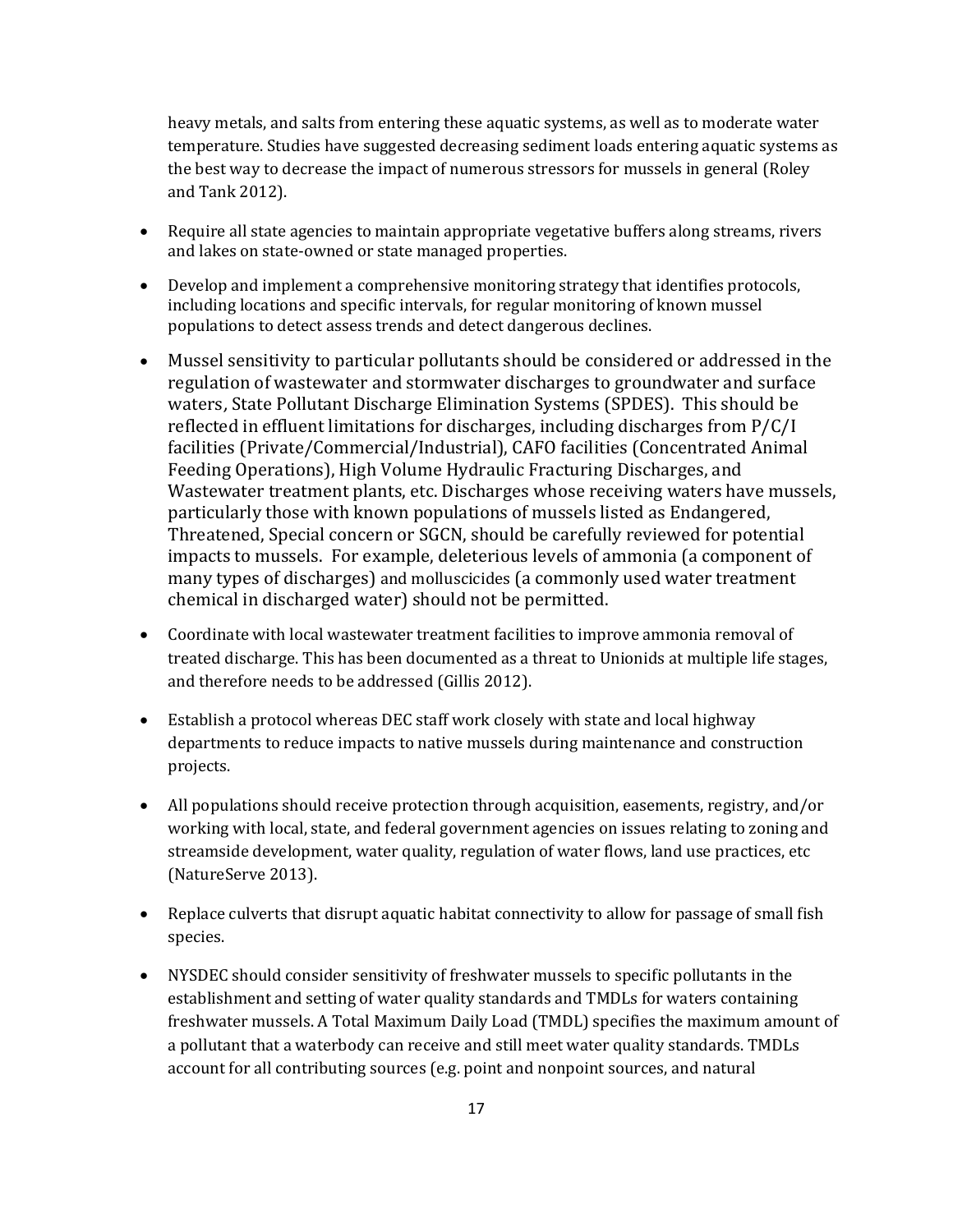heavy metals, and salts from entering these aquatic systems, as well as to moderate water temperature. Studies have suggested decreasing sediment loads entering aquatic systems as the best way to decrease the impact of numerous stressors for mussels in general (Roley and Tank 2012).

- Require all state agencies to maintain appropriate vegetative buffers along streams, rivers and lakes on state-owned or state managed properties.
- Develop and implement a comprehensive monitoring strategy that identifies protocols, including locations and specific intervals, for regular monitoring of known mussel populations to detect assess trends and detect dangerous declines.
- Mussel sensitivity to particular pollutants should be considered or addressed in the regulation of wastewater and stormwater discharges to groundwater and surface waters, State Pollutant Discharge Elimination Systems (SPDES). This should be reflected in effluent limitations for discharges, including discharges from P/C/I facilities (Private/Commercial/Industrial), CAFO facilities (Concentrated Animal Feeding Operations), High Volume Hydraulic Fracturing Discharges, and Wastewater treatment plants, etc. Discharges whose receiving waters have mussels, particularly those with known populations of mussels listed as Endangered, Threatened, Special concern or SGCN, should be carefully reviewed for potential impacts to mussels. For example, deleterious levels of ammonia (a component of many types of discharges) and molluscicides (a commonly used water treatment chemical in discharged water) should not be permitted.
- Coordinate with local wastewater treatment facilities to improve ammonia removal of treated discharge. This has been documented as a threat to Unionids at multiple life stages, and therefore needs to be addressed (Gillis 2012).
- Establish a protocol whereas DEC staff work closely with state and local highway departments to reduce impacts to native mussels during maintenance and construction projects.
- All populations should receive protection through acquisition, easements, registry, and/or working with local, state, and federal government agencies on issues relating to zoning and streamside development, water quality, regulation of water flows, land use practices, etc (NatureServe 2013).
- Replace culverts that disrupt aquatic habitat connectivity to allow for passage of small fish species.
- NYSDEC should consider sensitivity of freshwater mussels to specific pollutants in the establishment and setting of water quality standards and TMDLs for waters containing freshwater mussels. A Total Maximum Daily Load (TMDL) specifies the maximum amount of a pollutant that a waterbody can receive and still meet water quality standards. TMDLs account for all contributing sources (e.g. point and nonpoint sources, and natural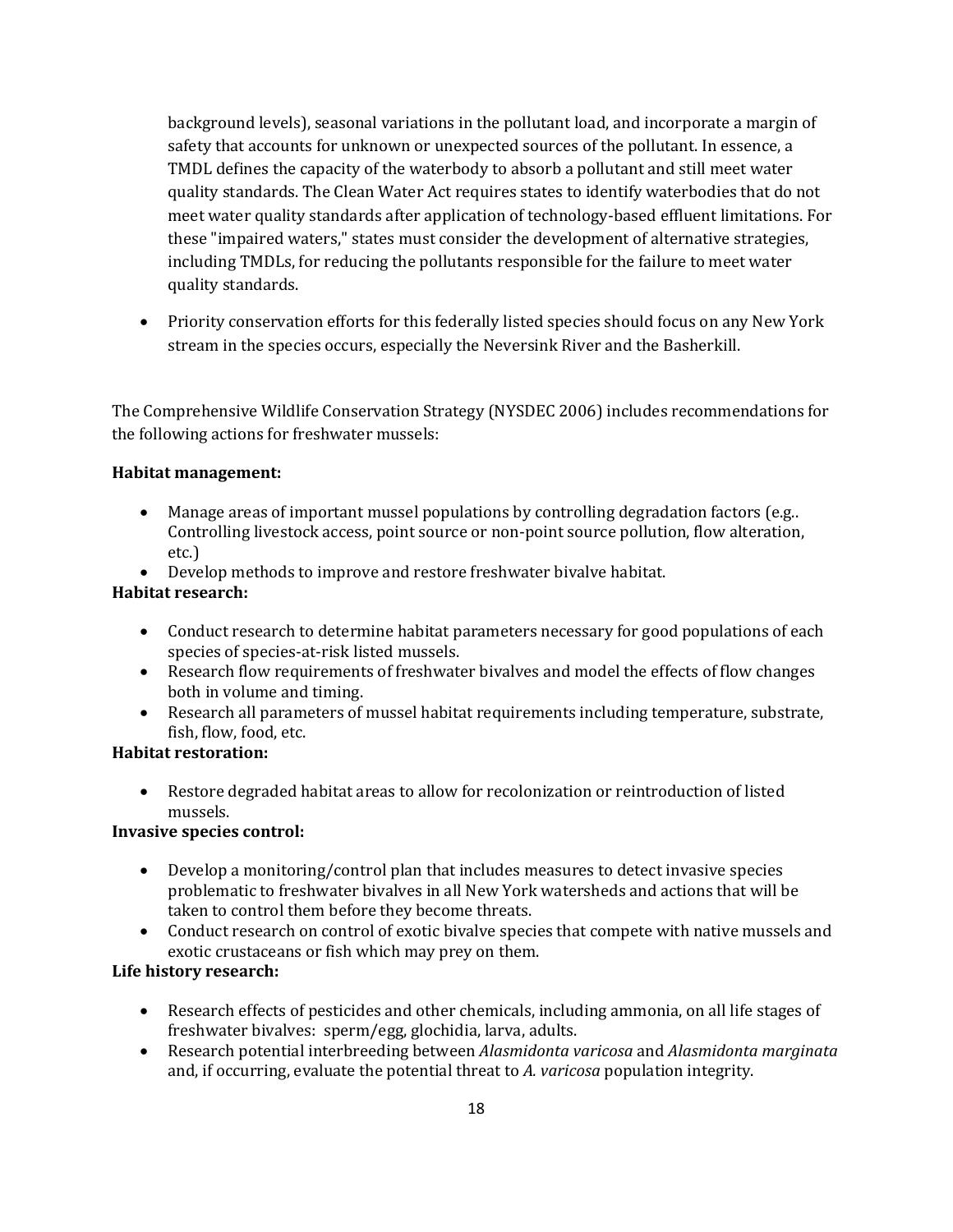background levels), seasonal variations in the pollutant load, and incorporate a margin of safety that accounts for unknown or unexpected sources of the pollutant. In essence, a TMDL defines the capacity of the waterbody to absorb a pollutant and still meet water quality standards. The Clean Water Act requires states to identify waterbodies that do not meet water quality standards after application of technology-based effluent limitations. For these "impaired waters," states must consider the development of alternative strategies, including TMDLs, for reducing the pollutants responsible for the failure to meet water quality standards.

- Priority conservation efforts for this federally listed species should focus on any New York stream in the species occurs, especially the Neversink River and the Basherkill.

The Comprehensive Wildlife Conservation Strategy (NYSDEC 2006) includes recommendations for the following actions for freshwater mussels:

**Habitat management:**

- Manage areas of important mussel populations by controlling degradation factors (e.g.. Controlling livestock access, point source or non-point source pollution, flow alteration, etc.)
- Develop methods to improve and restore freshwater bivalve habitat.

**Habitat research:**

- Conduct research to determine habitat parameters necessary for good populations of each species of species-at-risk listed mussels.
- Research flow requirements of freshwater bivalves and model the effects of flow changes both in volume and timing.
- Research all parameters of mussel habitat requirements including temperature, substrate, fish, flow, food, etc.

**Habitat restoration:**

- Restore degraded habitat areas to allow for recolonization or reintroduction of listed mussels.

**Invasive species control:**

- Develop a monitoring/control plan that includes measures to detect invasive species problematic to freshwater bivalves in all New York watersheds and actions that will be taken to control them before they become threats.
- Conduct research on control of exotic bivalve species that compete with native mussels and exotic crustaceans or fish which may prey on them.

**Life history research:**

- Research effects of pesticides and other chemicals, including ammonia, on all life stages of freshwater bivalves: sperm/egg, glochidia, larva, adults.
- Research potential interbreeding between *Alasmidonta varicosa* and *Alasmidonta marginata* and, if occurring, evaluate the potential threat to *A. varicosa* population integrity.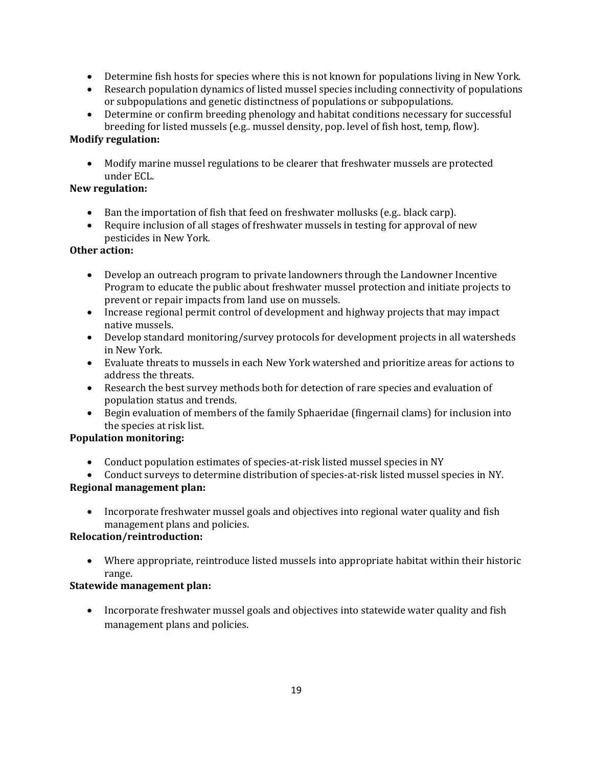- Determine fish hosts for species where this is not known for populations living in New York.
- Research population dynamics of listed mussel species including connectivity of populations or subpopulations and genetic distinctness of populations or subpopulations.
- Determine or confirm breeding phenology and habitat conditions necessary for successful breeding for listed mussels (e.g.. mussel density, pop. level of fish host, temp, flow).

**Modify regulation:**

- Modify marine mussel regulations to be clearer that freshwater mussels are protected under ECL.

**New regulation:**

- Ban the importation of fish that feed on freshwater mollusks (e.g.. black carp).
- Require inclusion of all stages of freshwater mussels in testing for approval of new pesticides in New York.

**Other action:**

- Develop an outreach program to private landowners through the Landowner Incentive Program to educate the public about freshwater mussel protection and initiate projects to prevent or repair impacts from land use on mussels.
- Increase regional permit control of development and highway projects that may impact native mussels.
- Develop standard monitoring/survey protocols for development projects in all watersheds in New York.
- Evaluate threats to mussels in each New York watershed and prioritize areas for actions to address the threats.
- Research the best survey methods both for detection of rare species and evaluation of population status and trends.
- Begin evaluation of members of the family Sphaeridae (fingernail clams) for inclusion into the species at risk list.

**Population monitoring:**

- Conduct population estimates of species-at-risk listed mussel species in NY
- Conduct surveys to determine distribution of species-at-risk listed mussel species in NY.

**Regional management plan:**

- Incorporate freshwater mussel goals and objectives into regional water quality and fish management plans and policies.

**Relocation/reintroduction:**

- Where appropriate, reintroduce listed mussels into appropriate habitat within their historic range.

**Statewide management plan:**

- Incorporate freshwater mussel goals and objectives into statewide water quality and fish management plans and policies.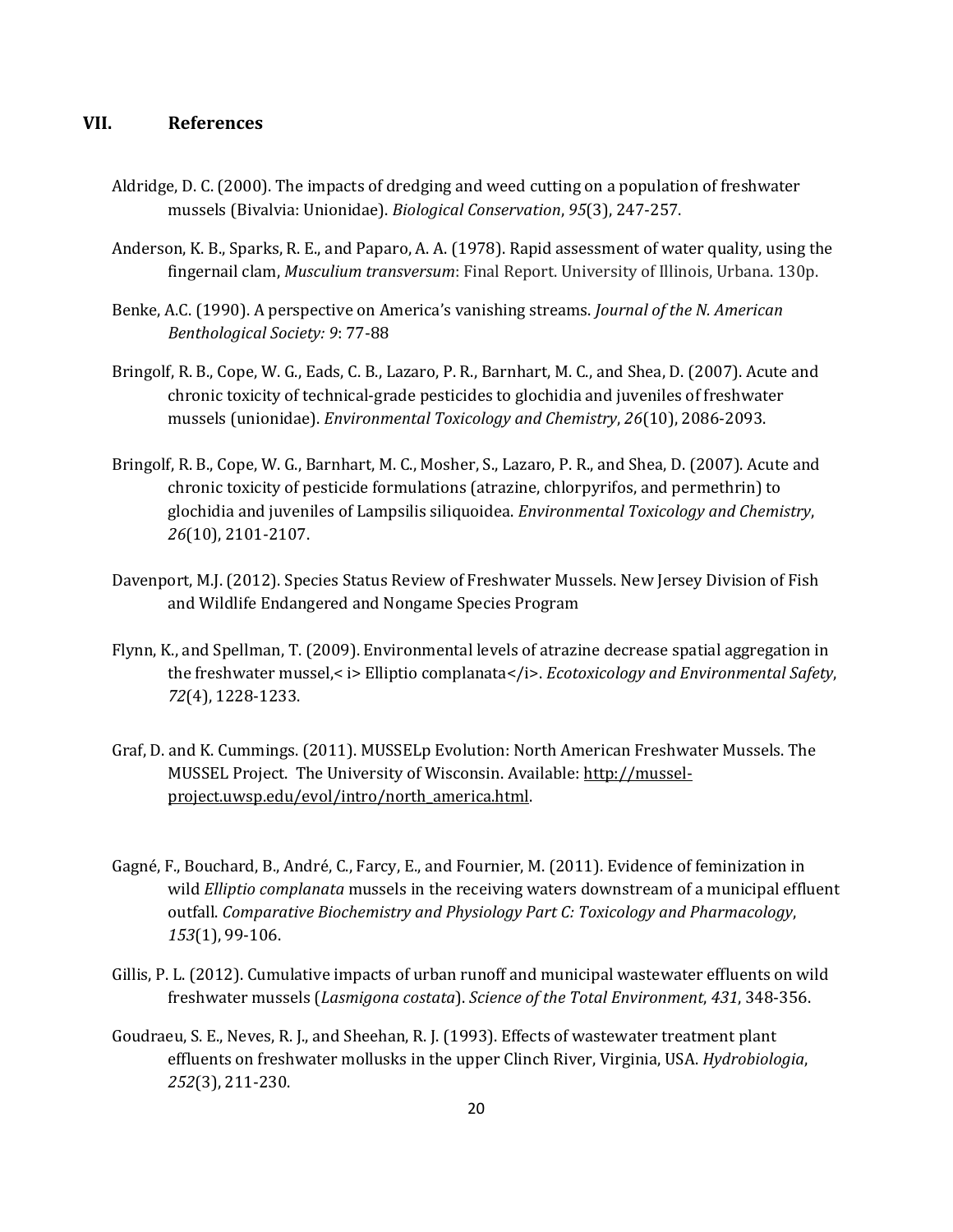## VII. References

Aldridge, D. C. (2000). The impacts of dredging and weed cutting on a population of freshwater mussels (Bivalvia: Unionidae). *Biological Conservation*, *95*(3), 247-257.

Anderson, K. B., Sparks, R. E., and Paparo, A. A. (1978). Rapid assessment of water quality, using the fingernail clam, *Musculium transversum*: Final Report. University of Illinois, Urbana. 130p.

Benke, A.C. (1990). A perspective on America's vanishing streams. *Journal of the N. American Benthological Society: 9*: 77-88

Bringolf, R. B., Cope, W. G., Eads, C. B., Lazaro, P. R., Barnhart, M. C., and Shea, D. (2007). Acute and chronic toxicity of technical-grade pesticides to glochidia and juveniles of freshwater mussels (unionidae). *Environmental Toxicology and Chemistry*, *26*(10), 2086-2093.

Bringolf, R. B., Cope, W. G., Barnhart, M. C., Mosher, S., Lazaro, P. R., and Shea, D. (2007). Acute and chronic toxicity of pesticide formulations (atrazine, chlorpyrifos, and permethrin) to glochidia and juveniles of Lampsilis siliquoidea. *Environmental Toxicology and Chemistry*, *26*(10), 2101-2107.

Davenport, M.J. (2012). Species Status Review of Freshwater Mussels. New Jersey Division of Fish and Wildlife Endangered and Nongame Species Program

Flynn, K., and Spellman, T. (2009). Environmental levels of atrazine decrease spatial aggregation in the freshwater mussel,< i> Elliptio complanata</i>. *Ecotoxicology and Environmental Safety*, *72*(4), 1228-1233.

Graf, D. and K. Cummings. (2011). MUSSELp Evolution: North American Freshwater Mussels. The MUSSEL Project. The University of Wisconsin. Available: http://mussel-project.uwsp.edu/evol/intro/north_america.html.

Gagné, F., Bouchard, B., André, C., Farcy, E., and Fournier, M. (2011). Evidence of feminization in wild *Elliptio complanata* mussels in the receiving waters downstream of a municipal effluent outfall. *Comparative Biochemistry and Physiology Part C: Toxicology and Pharmacology*, *153*(1), 99-106.

Gillis, P. L. (2012). Cumulative impacts of urban runoff and municipal wastewater effluents on wild freshwater mussels (*Lasmigona costata*). *Science of the Total Environment*, *431*, 348-356.

Goudraeu, S. E., Neves, R. J., and Sheehan, R. J. (1993). Effects of wastewater treatment plant effluents on freshwater mollusks in the upper Clinch River, Virginia, USA. *Hydrobiologia*, *252*(3), 211-230.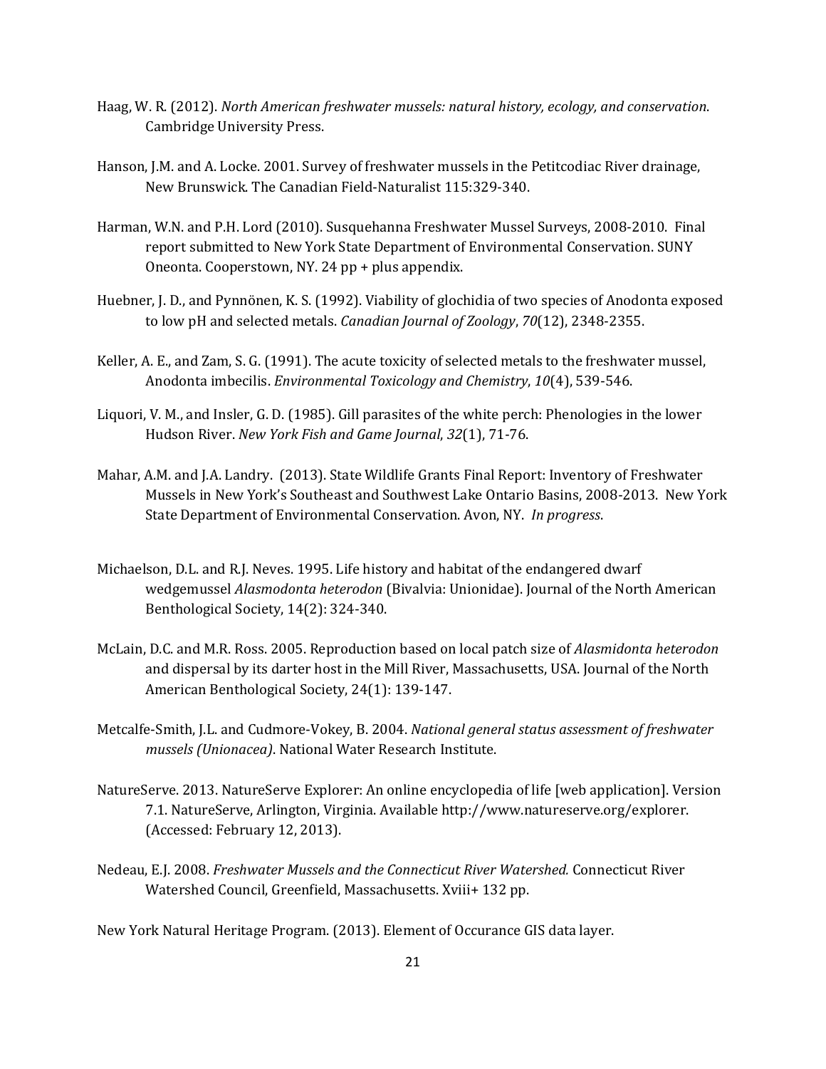Haag, W. R. (2012). *North American freshwater mussels: natural history, ecology, and conservation*. Cambridge University Press.

Hanson, J.M. and A. Locke. 2001. Survey of freshwater mussels in the Petitcodiac River drainage, New Brunswick. The Canadian Field-Naturalist 115:329-340.

Harman, W.N. and P.H. Lord (2010). Susquehanna Freshwater Mussel Surveys, 2008-2010. Final report submitted to New York State Department of Environmental Conservation. SUNY Oneonta. Cooperstown, NY. 24 pp + plus appendix.

Huebner, J. D., and Pynnönen, K. S. (1992). Viability of glochidia of two species of Anodonta exposed to low pH and selected metals. *Canadian Journal of Zoology*, *70*(12), 2348-2355.

Keller, A. E., and Zam, S. G. (1991). The acute toxicity of selected metals to the freshwater mussel, Anodonta imbecilis. *Environmental Toxicology and Chemistry*, *10*(4), 539-546.

Liquori, V. M., and Insler, G. D. (1985). Gill parasites of the white perch: Phenologies in the lower Hudson River. *New York Fish and Game Journal*, *32*(1), 71-76.

Mahar, A.M. and J.A. Landry. (2013). State Wildlife Grants Final Report: Inventory of Freshwater Mussels in New York's Southeast and Southwest Lake Ontario Basins, 2008-2013. New York State Department of Environmental Conservation. Avon, NY. *In progress*.

Michaelson, D.L. and R.J. Neves. 1995. Life history and habitat of the endangered dwarf wedgemussel *Alasmodonta heterodon* (Bivalvia: Unionidae). Journal of the North American Benthological Society, 14(2): 324-340.

McLain, D.C. and M.R. Ross. 2005. Reproduction based on local patch size of *Alasmidonta heterodon* and dispersal by its darter host in the Mill River, Massachusetts, USA. Journal of the North American Benthological Society, 24(1): 139-147.

Metcalfe-Smith, J.L. and Cudmore-Vokey, B. 2004. *National general status assessment of freshwater mussels (Unionacea)*. National Water Research Institute.

NatureServe. 2013. NatureServe Explorer: An online encyclopedia of life [web application]. Version 7.1. NatureServe, Arlington, Virginia. Available http://www.natureserve.org/explorer. (Accessed: February 12, 2013).

Nedeau, E.J. 2008. *Freshwater Mussels and the Connecticut River Watershed.* Connecticut River Watershed Council, Greenfield, Massachusetts. Xviii+ 132 pp.

New York Natural Heritage Program. (2013). Element of Occurance GIS data layer.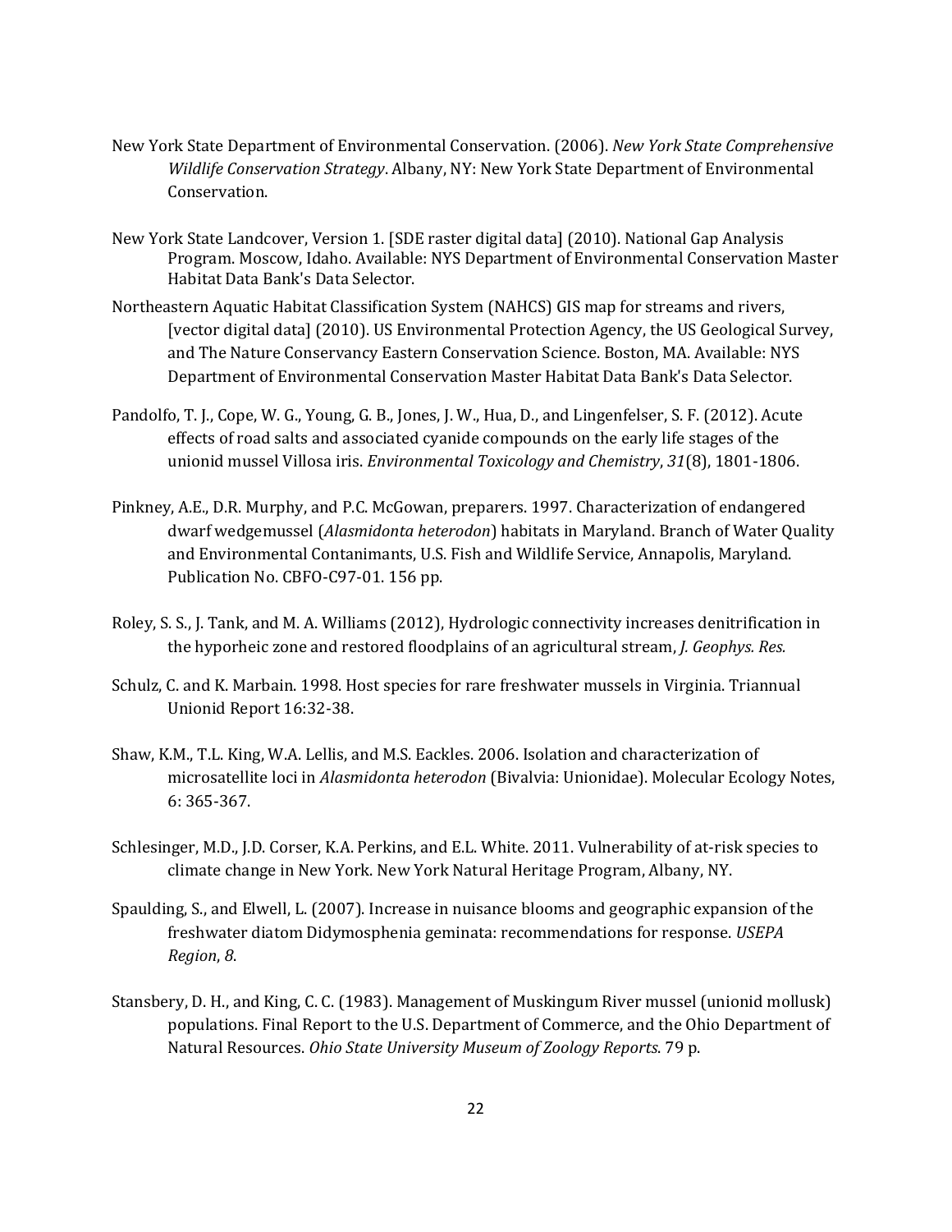New York State Department of Environmental Conservation. (2006). *New York State Comprehensive Wildlife Conservation Strategy*. Albany, NY: New York State Department of Environmental Conservation.

New York State Landcover, Version 1. [SDE raster digital data] (2010). National Gap Analysis Program. Moscow, Idaho. Available: NYS Department of Environmental Conservation Master Habitat Data Bank's Data Selector.

Northeastern Aquatic Habitat Classification System (NAHCS) GIS map for streams and rivers, [vector digital data] (2010). US Environmental Protection Agency, the US Geological Survey, and The Nature Conservancy Eastern Conservation Science. Boston, MA. Available: NYS Department of Environmental Conservation Master Habitat Data Bank's Data Selector.

Pandolfo, T. J., Cope, W. G., Young, G. B., Jones, J. W., Hua, D., and Lingenfelser, S. F. (2012). Acute effects of road salts and associated cyanide compounds on the early life stages of the unionid mussel Villosa iris. *Environmental Toxicology and Chemistry*, *31*(8), 1801-1806.

Pinkney, A.E., D.R. Murphy, and P.C. McGowan, preparers. 1997. Characterization of endangered dwarf wedgemussel (*Alasmidonta heterodon*) habitats in Maryland. Branch of Water Quality and Environmental Contanimants, U.S. Fish and Wildlife Service, Annapolis, Maryland. Publication No. CBFO-C97-01. 156 pp.

Roley, S. S., J. Tank, and M. A. Williams (2012), Hydrologic connectivity increases denitrification in the hyporheic zone and restored floodplains of an agricultural stream, *J. Geophys. Res.*

Schulz, C. and K. Marbain. 1998. Host species for rare freshwater mussels in Virginia. Triannual Unionid Report 16:32-38.

Shaw, K.M., T.L. King, W.A. Lellis, and M.S. Eackles. 2006. Isolation and characterization of microsatellite loci in *Alasmidonta heterodon* (Bivalvia: Unionidae). Molecular Ecology Notes, 6: 365-367.

Schlesinger, M.D., J.D. Corser, K.A. Perkins, and E.L. White. 2011. Vulnerability of at-risk species to climate change in New York. New York Natural Heritage Program, Albany, NY.

Spaulding, S., and Elwell, L. (2007). Increase in nuisance blooms and geographic expansion of the freshwater diatom Didymosphenia geminata: recommendations for response. *USEPA Region*, *8*.

Stansbery, D. H., and King, C. C. (1983). Management of Muskingum River mussel (unionid mollusk) populations. Final Report to the U.S. Department of Commerce, and the Ohio Department of Natural Resources. *Ohio State University Museum of Zoology Reports*. 79 p.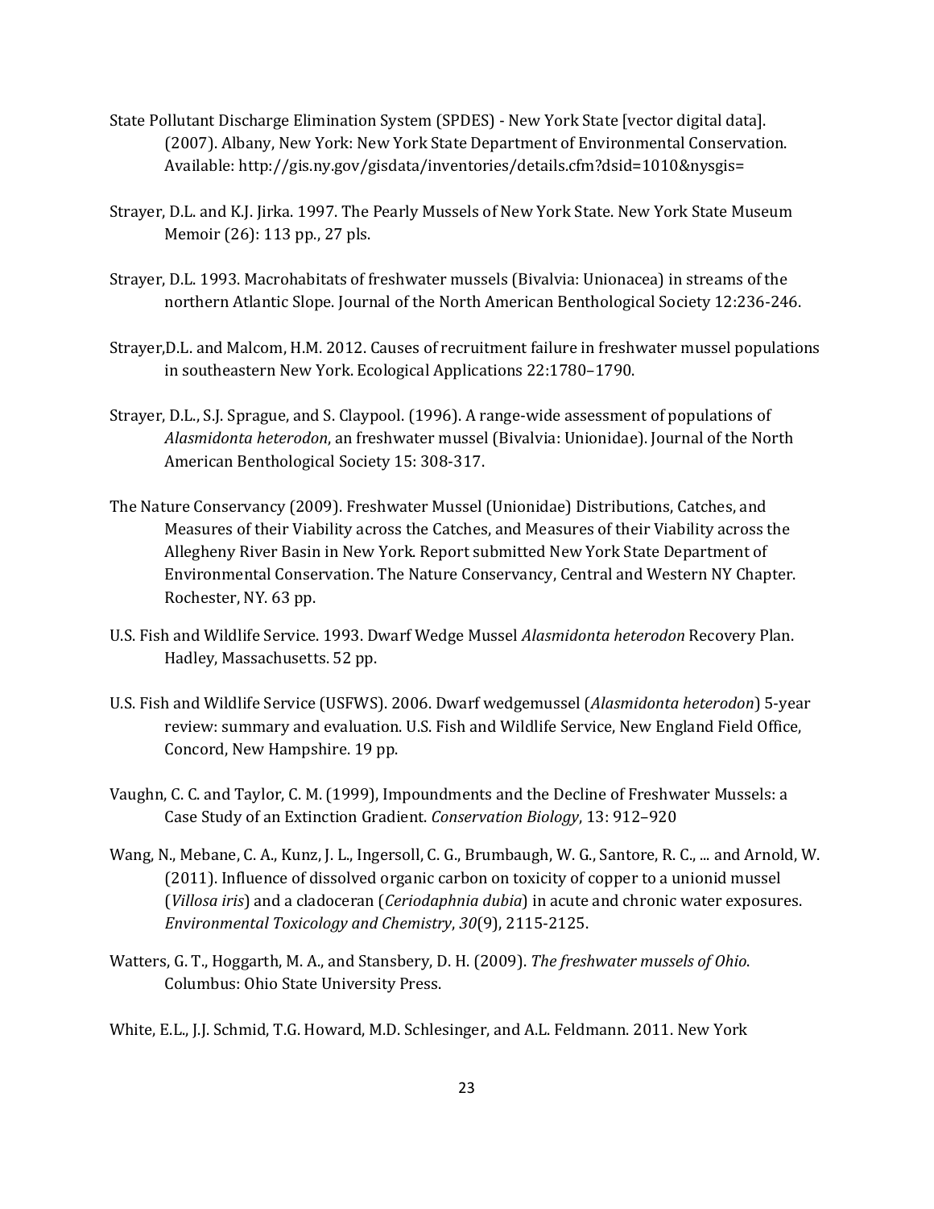State Pollutant Discharge Elimination System (SPDES) - New York State [vector digital data]. (2007). Albany, New York: New York State Department of Environmental Conservation. Available: http://gis.ny.gov/gisdata/inventories/details.cfm?dsid=1010&nysgis=

Strayer, D.L. and K.J. Jirka. 1997. The Pearly Mussels of New York State. New York State Museum Memoir (26): 113 pp., 27 pls.

Strayer, D.L. 1993. Macrohabitats of freshwater mussels (Bivalvia: Unionacea) in streams of the northern Atlantic Slope. Journal of the North American Benthological Society 12:236-246.

Strayer,D.L. and Malcom, H.M. 2012. Causes of recruitment failure in freshwater mussel populations in southeastern New York. Ecological Applications 22:1780–1790.

Strayer, D.L., S.J. Sprague, and S. Claypool. (1996). A range-wide assessment of populations of *Alasmidonta heterodon*, an freshwater mussel (Bivalvia: Unionidae). Journal of the North American Benthological Society 15: 308-317.

The Nature Conservancy (2009). Freshwater Mussel (Unionidae) Distributions, Catches, and Measures of their Viability across the Catches, and Measures of their Viability across the Allegheny River Basin in New York. Report submitted New York State Department of Environmental Conservation. The Nature Conservancy, Central and Western NY Chapter. Rochester, NY. 63 pp.

U.S. Fish and Wildlife Service. 1993. Dwarf Wedge Mussel *Alasmidonta heterodon* Recovery Plan. Hadley, Massachusetts. 52 pp.

U.S. Fish and Wildlife Service (USFWS). 2006. Dwarf wedgemussel (*Alasmidonta heterodon*) 5-year review: summary and evaluation. U.S. Fish and Wildlife Service, New England Field Office, Concord, New Hampshire. 19 pp.

Vaughn, C. C. and Taylor, C. M. (1999), Impoundments and the Decline of Freshwater Mussels: a Case Study of an Extinction Gradient. *Conservation Biology*, 13: 912–920

Wang, N., Mebane, C. A., Kunz, J. L., Ingersoll, C. G., Brumbaugh, W. G., Santore, R. C., ... and Arnold, W. (2011). Influence of dissolved organic carbon on toxicity of copper to a unionid mussel (*Villosa iris*) and a cladoceran (*Ceriodaphnia dubia*) in acute and chronic water exposures. *Environmental Toxicology and Chemistry*, *30*(9), 2115-2125.

Watters, G. T., Hoggarth, M. A., and Stansbery, D. H. (2009). *The freshwater mussels of Ohio*. Columbus: Ohio State University Press.

White, E.L., J.J. Schmid, T.G. Howard, M.D. Schlesinger, and A.L. Feldmann. 2011. New York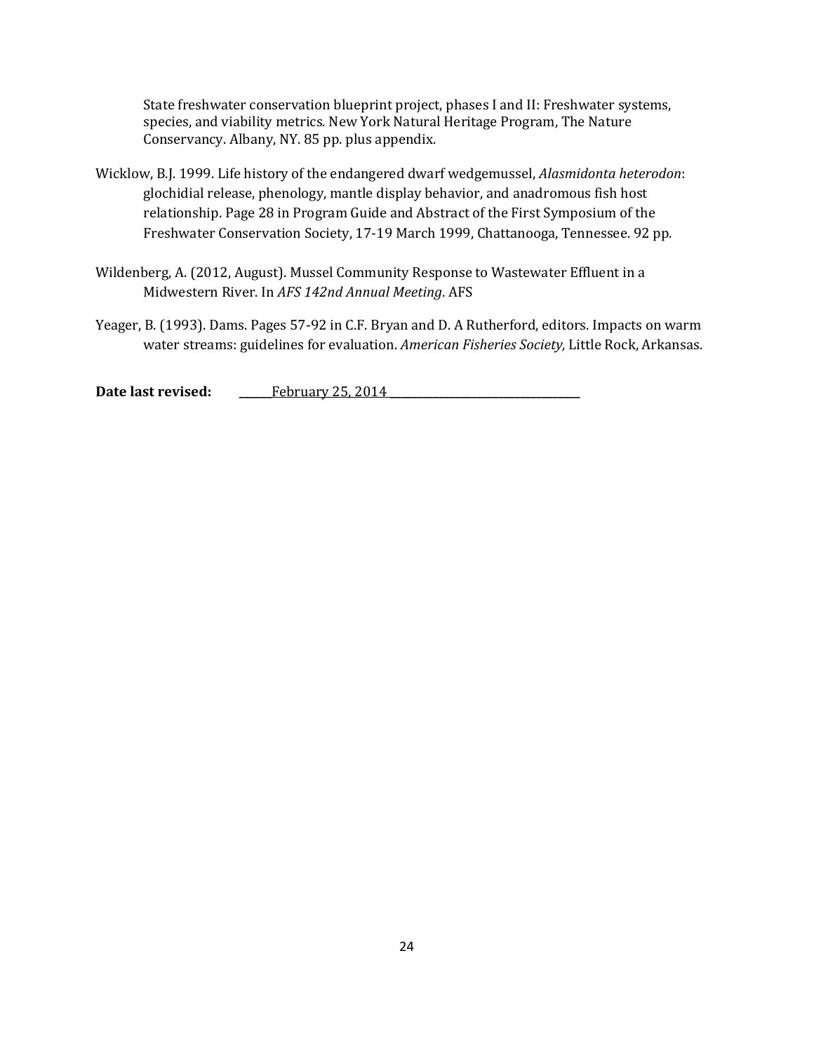State freshwater conservation blueprint project, phases I and II: Freshwater systems, species, and viability metrics. New York Natural Heritage Program, The Nature Conservancy. Albany, NY. 85 pp. plus appendix.

Wicklow, B.J. 1999. Life history of the endangered dwarf wedgemussel, *Alasmidonta heterodon*: glochidial release, phenology, mantle display behavior, and anadromous fish host relationship. Page 28 in Program Guide and Abstract of the First Symposium of the Freshwater Conservation Society, 17-19 March 1999, Chattanooga, Tennessee. 92 pp.

Wildenberg, A. (2012, August). Mussel Community Response to Wastewater Effluent in a Midwestern River. In *AFS 142nd Annual Meeting*. AFS

Yeager, B. (1993). Dams. Pages 57-92 in C.F. Bryan and D. A Rutherford, editors. Impacts on warm water streams: guidelines for evaluation. *American Fisheries Society,* Little Rock, Arkansas.

**Date last revised:** February 25, 2014